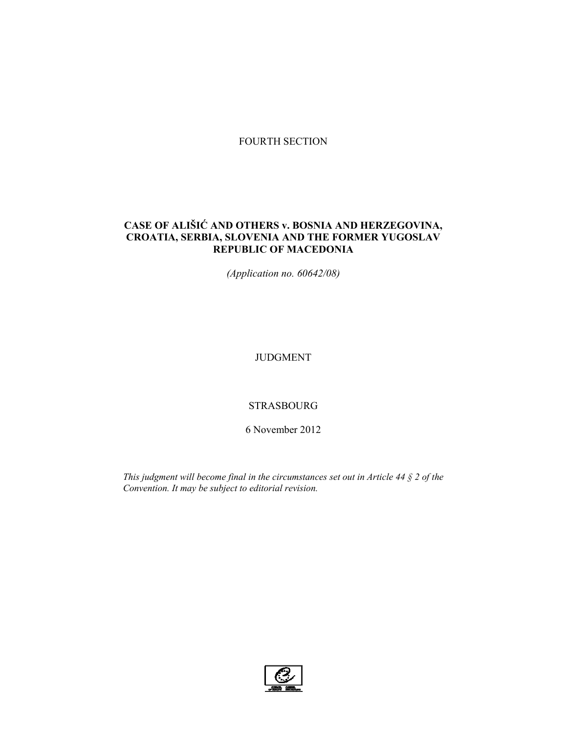FOURTH SECTION

# CASE OF ALIŠIĆ AND OTHERS v. BOSNIA AND HERZEGOVINA, CROATIA, SERBIA, SLOVENIA AND THE FORMER YUGOSLAV REPUBLIC OF MACEDONIA

*(Application no. 60642/08)*

JUDGMENT

STRASBOURG

6 November 2012

*This judgment will become final in the circumstances set out in Article 44 § 2 of the Convention. It may be subject to editorial revision.*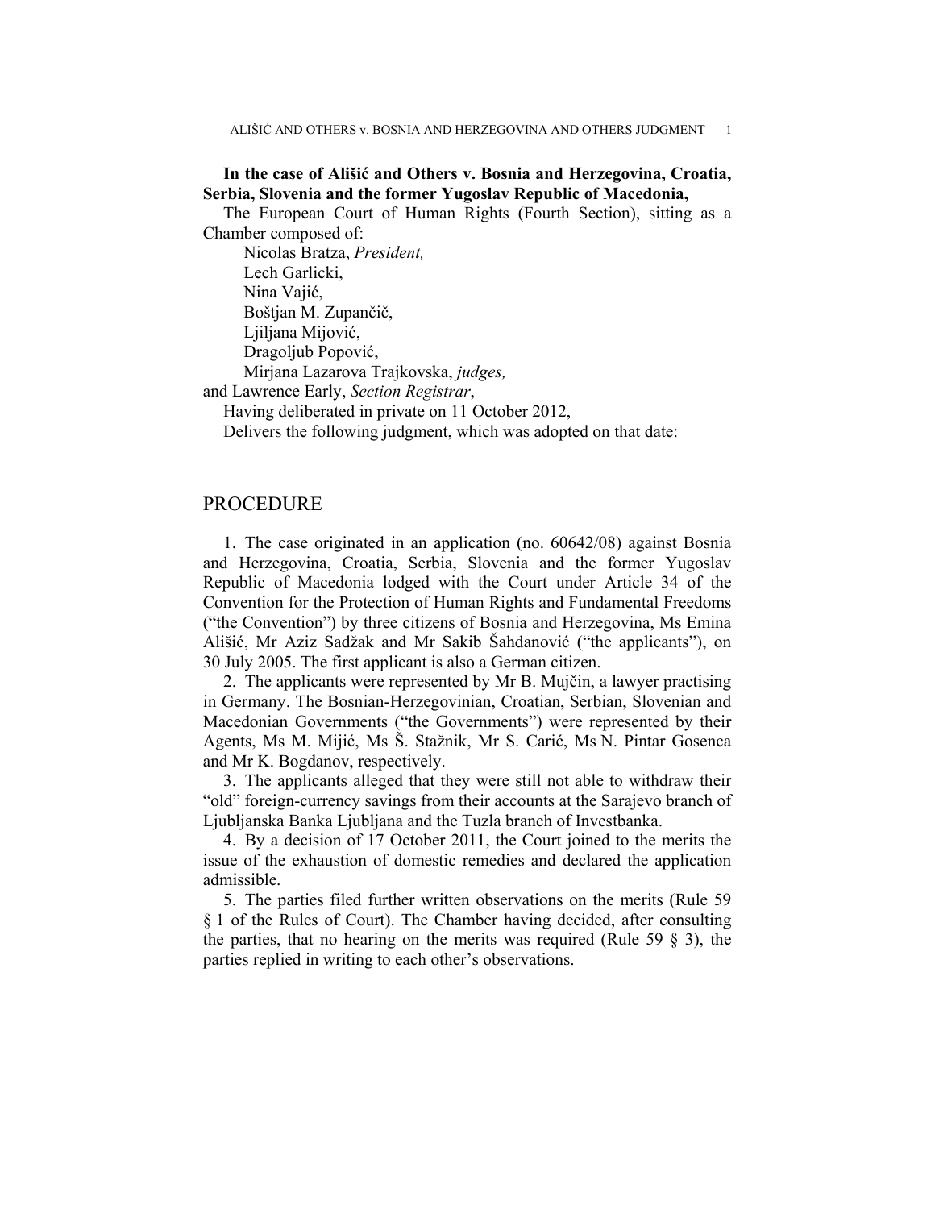**In the case of Ališić and Others v. Bosnia and Herzegovina, Croatia, Serbia, Slovenia and the former Yugoslav Republic of Macedonia,**

The European Court of Human Rights (Fourth Section), sitting as a Chamber composed of:

Nicolas Bratza, *President,*
Lech Garlicki,
Nina Vajić,
Boštjan M. Zupančič,
Ljiljana Mijović,
Dragoljub Popović,
Mirjana Lazarova Trajkovska, *judges,*

and Lawrence Early, *Section Registrar*,

Having deliberated in private on 11 October 2012,

Delivers the following judgment, which was adopted on that date:

## PROCEDURE

1. The case originated in an application (no. 60642/08) against Bosnia and Herzegovina, Croatia, Serbia, Slovenia and the former Yugoslav Republic of Macedonia lodged with the Court under Article 34 of the Convention for the Protection of Human Rights and Fundamental Freedoms ("the Convention") by three citizens of Bosnia and Herzegovina, Ms Emina Ališić, Mr Aziz Sadžak and Mr Sakib Šahdanović ("the applicants"), on 30 July 2005. The first applicant is also a German citizen.

2. The applicants were represented by Mr B. Mujčin, a lawyer practising in Germany. The Bosnian-Herzegovinian, Croatian, Serbian, Slovenian and Macedonian Governments ("the Governments") were represented by their Agents, Ms M. Mijić, Ms Š. Stažnik, Mr S. Carić, Ms N. Pintar Gosenca and Mr K. Bogdanov, respectively.

3. The applicants alleged that they were still not able to withdraw their "old" foreign-currency savings from their accounts at the Sarajevo branch of Ljubljanska Banka Ljubljana and the Tuzla branch of Investbanka.

4. By a decision of 17 October 2011, the Court joined to the merits the issue of the exhaustion of domestic remedies and declared the application admissible.

5. The parties filed further written observations on the merits (Rule 59 § 1 of the Rules of Court). The Chamber having decided, after consulting the parties, that no hearing on the merits was required (Rule 59 § 3), the parties replied in writing to each other's observations.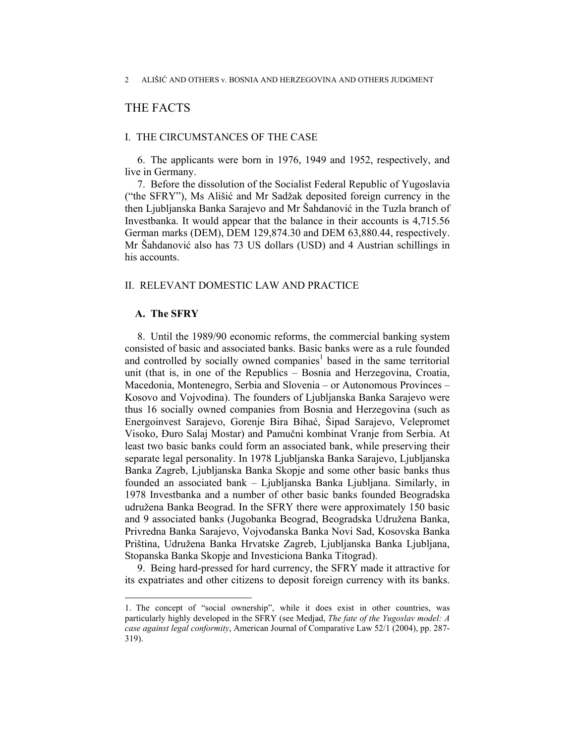## THE FACTS

### I. THE CIRCUMSTANCES OF THE CASE

6. The applicants were born in 1976, 1949 and 1952, respectively, and live in Germany.

7. Before the dissolution of the Socialist Federal Republic of Yugoslavia ("the SFRY"), Ms988šić and Mr Sadžak deposited foreign currency in the then Ljubljanska Banka Sarajevo and Mr Šahdanović in the Tuzla branch of Investbanka. It would appear that the balance in their accounts is 4,715.56 German marks (DEM), DEM 129,874.30 and DEM 63,880.44, respectively. Mr Šahdanović also has 73 US dollars (USD) and 4 Austrian schillings in his accounts.

### II. RELEVANT DOMESTIC LAW AND PRACTICE

#### A. The SFRY

8. Until the 1989/90 economic reforms, the commercial banking system consisted of basic and associated banks. Basic banks were as a rule founded and controlled by socially owned companies[1] based in the same territorial unit (that is, in one of the Republics – Bosnia and Herzegovina, Croatia, Macedonia, Montenegro, Serbia and Slovenia – or Autonomous Provinces – Kosovo and Vojvodina). The founders of Ljubljanska Banka Sarajevo were thus 16 socially owned companies from Bosnia and Herzegovina (such as Energoinvest Sarajevo, Gorenje Bira Bihać, Šipad Sarajevo, Velepromet Visoko, Đuro Salaj Mostar) and Pamučni kombinat Vranje from Serbia. At least two basic banks could form an associated bank, while preserving their separate legal personality. In 1978 Ljubljanska Banka Sarajevo, Ljubljanska Banka Zagreb, Ljubljanska Banka Skopje and some other basic banks thus founded an associated bank – Ljubljanska Banka Ljubljana. Similarly, in 1978 Investbanka and a number of other basic banks founded Beogradska udružena Banka Beograd. In the SFRY there were approximately 150 basic and 9 associated banks (Jugobanka Beograd, Beogradska Udružena Banka, Privredna Banka Sarajevo, Vojvođanska Banka Novi Sad, Kosovska Banka Priština, Udružena Banka Hrvatske Zagreb, Ljubljanska Banka Ljubljana, Stopanska Banka Skopje and Investiciona Banka Titograd).

9. Being hard-pressed for hard currency, the SFRY made it attractive for its expatriates and other citizens to deposit foreign currency with its banks.

---

1. The concept of "social ownership", while it does exist in other countries, was particularly highly developed in the SFRY (see Medjad, *The fate of the Yugoslav model: A case against legal conformity*, American Journal of Comparative Law 52/1 (2004), pp. 287-319).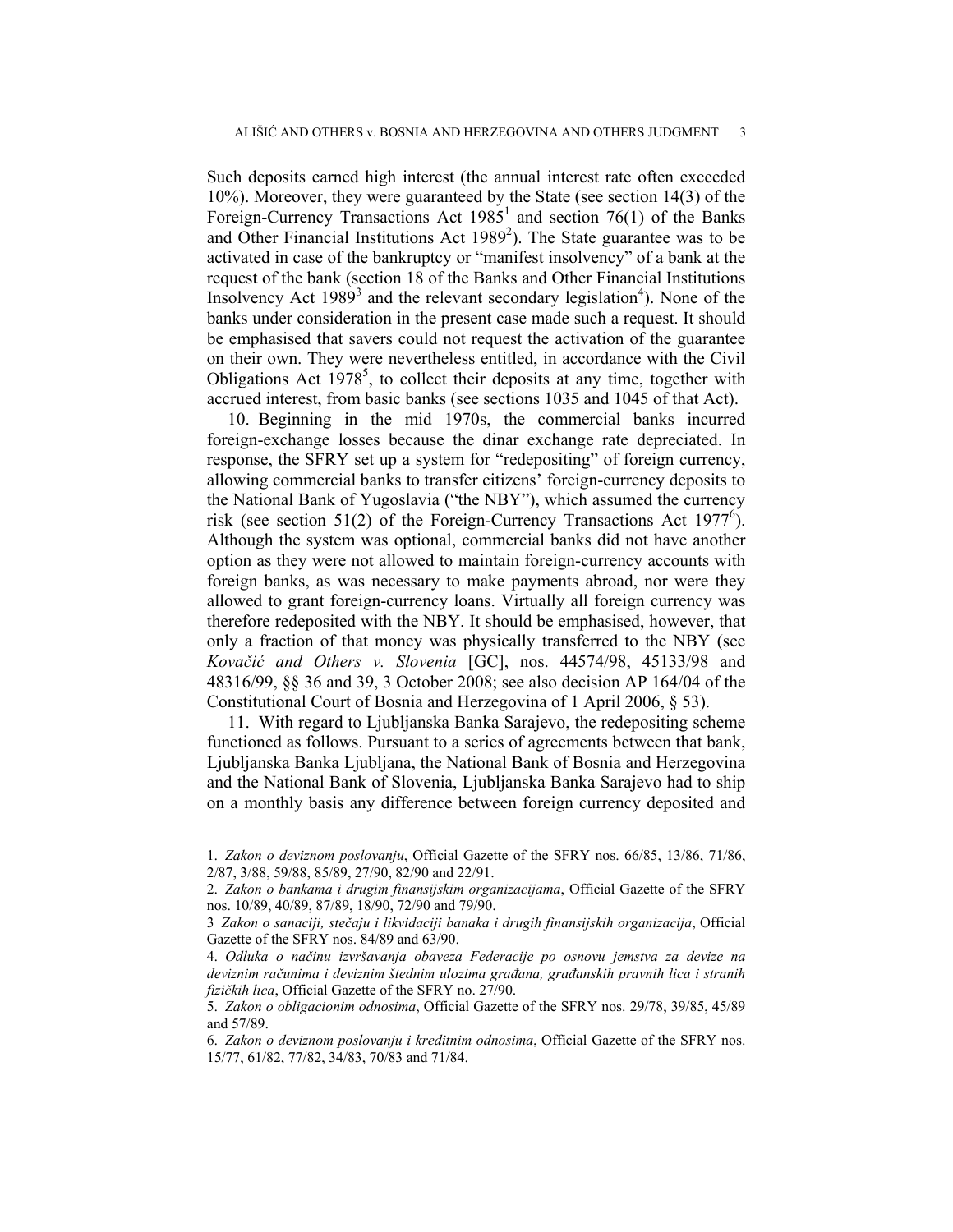Such deposits earned high interest (the annual interest rate often exceeded 10%). Moreover, they were guaranteed by the State (see section 14(3) of the Foreign-Currency Transactions Act 1985[1] and section 76(1) of the Banks and Other Financial Institutions Act 1989[2]). The State guarantee was to be activated in case of the bankruptcy or "manifest insolvency" of a bank at the request of the bank (section 18 of the Banks and Other Financial Institutions Insolvency Act 1989[3] and the relevant secondary legislation[4]). None of the banks under consideration in the present case made such a request. It should be emphasised that savers could not request the activation of the guarantee on their own. They were nevertheless entitled, in accordance with the Civil Obligations Act 1978[5], to collect their deposits at any time, together with accrued interest, from basic banks (see sections 1035 and 1045 of that Act).

10. Beginning in the mid 1970s, the commercial banks incurred foreign-exchange losses because the dinar exchange rate depreciated. In response, the SFRY set up a system for "redepositing" of foreign currency, allowing commercial banks to transfer citizens' foreign-currency deposits to the National Bank of Yugoslavia ("the NBY"), which assumed the currency risk (see section 51(2) of the Foreign-Currency Transactions Act 1977[6]). Although the system was optional, commercial banks did not have another option as they were not allowed to maintain foreign-currency accounts with foreign banks, as was necessary to make payments abroad, nor were they allowed to grant foreign-currency loans. Virtually all foreign currency was therefore redeposited with the NBY. It should be emphasised, however, that only a fraction of that money was physically transferred to the NBY (see *Kovačić and Others v. Slovenia* [GC], nos. 44574/98, 45133/98 and 48316/99, §§ 36 and 39, 3 October 2008; see also decision AP 164/04 of the Constitutional Court of Bosnia and Herzegovina of 1 April 2006, § 53).

11. With regard to Ljubljanska Banka Sarajevo, the redepositing scheme functioned as follows. Pursuant to a series of agreements between that bank, Ljubljanska Banka Ljubljana, the National Bank of Bosnia and Herzegovina and the National Bank of Slovenia, Ljubljanska Banka Sarajevo had to ship on a monthly basis any difference between foreign currency deposited and

---

1. *Zakon o deviznom poslovanju*, Official Gazette of the SFRY nos. 66/85, 13/86, 71/86, 2/87, 3/88, 59/88, 85/89, 27/90, 82/90 and 22/91.

2. *Zakon o bankama i drugim finansijskim organizacijama*, Official Gazette of the SFRY nos. 10/89, 40/89, 87/89, 18/90, 72/90 and 79/90.

3 *Zakon o sanaciji, stečaju i likvidaciji banaka i drugih finansijskih organizacija*, Official Gazette of the SFRY nos. 84/89 and 63/90.

4. *Odluka o načinu izvršavanja obaveza Federacije po osnovu jemstva za devize na deviznim računima i deviznim štednim ulozima građana, građanskih pravnih lica i stranih fizičkih lica*, Official Gazette of the SFRY no. 27/90.

5. *Zakon o obligacionim odnosima*, Official Gazette of the SFRY nos. 29/78, 39/85, 45/89 and 57/89.

6. *Zakon o deviznom poslovanju i kreditnim odnosima*, Official Gazette of the SFRY nos. 15/77, 61/82, 77/82, 34/83, 70/83 and 71/84.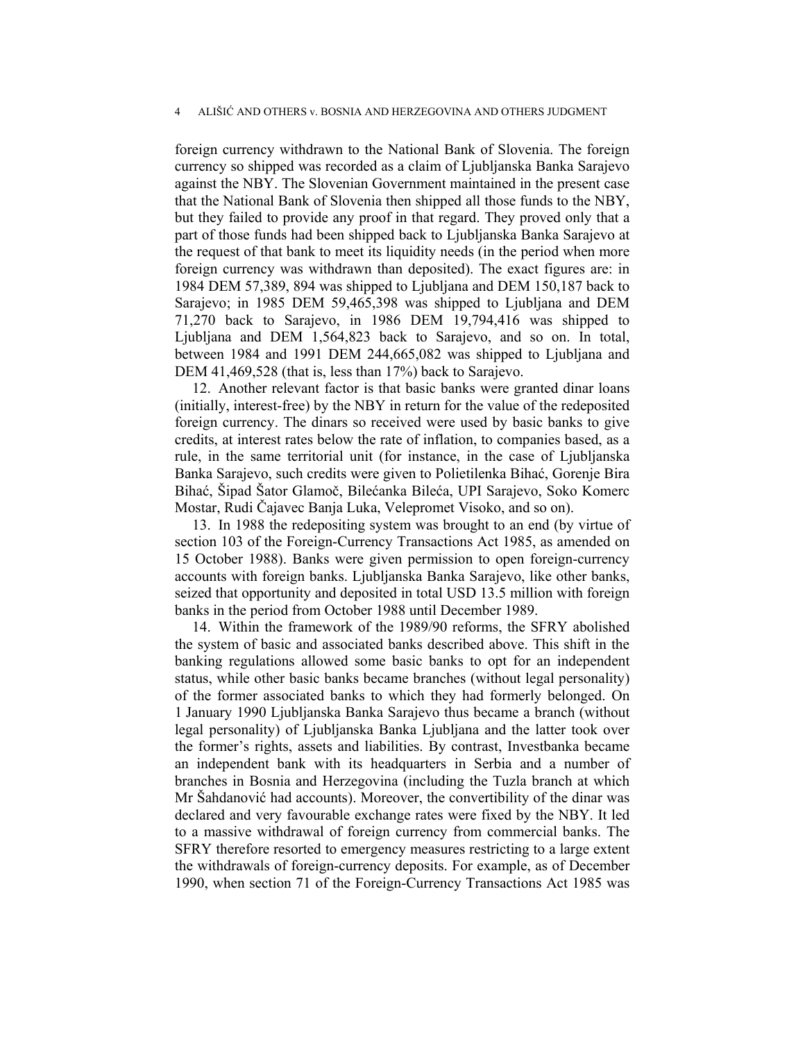foreign currency withdrawn to the National Bank of Slovenia. The foreign currency so shipped was recorded as a claim of Ljubljanska Banka Sarajevo against the NBY. The Slovenian Government maintained in the present case that the National Bank of Slovenia then shipped all those funds to the NBY, but they failed to provide any proof in that regard. They proved only that a part of those funds had been shipped back to Ljubljanska Banka Sarajevo at the request of that bank to meet its liquidity needs (in the period when more foreign currency was withdrawn than deposited). The exact figures are: in 1984 DEM 57,389, 894 was shipped to Ljubljana and DEM 150,187 back to Sarajevo; in 1985 DEM 59,465,398 was shipped to Ljubljana and DEM 71,270 back to Sarajevo, in 1986 DEM 19,794,416 was shipped to Ljubljana and DEM 1,564,823 back to Sarajevo, and so on. In total, between 1984 and 1991 DEM 244,665,082 was shipped to Ljubljana and DEM 41,469,528 (that is, less than 17%) back to Sarajevo.

12. Another relevant factor is that basic banks were granted dinar loans (initially, interest-free) by the NBY in return for the value of the redeposited foreign currency. The dinars so received were used by basic banks to give credits, at interest rates below the rate of inflation, to companies based, as a rule, in the same territorial unit (for instance, in the case of Ljubljanska Banka Sarajevo, such credits were given to Polietilenka Bihać, Gorenje Bira Bihać, Šipad Šator Glamoč, Bilećanka Bileća, UPI Sarajevo, Soko Komerc Mostar, Rudi Čajavec Banja Luka, Velepromet Visoko, and so on).

13. In 1988 the redepositing system was brought to an end (by virtue of section 103 of the Foreign-Currency Transactions Act 1985, as amended on 15 October 1988). Banks were given permission to open foreign-currency accounts with foreign banks. Ljubljanska Banka Sarajevo, like other banks, seized that opportunity and deposited in total USD 13.5 million with foreign banks in the period from October 1988 until December 1989.

14. Within the framework of the 1989/90 reforms, the SFRY abolished the system of basic and associated banks described above. This shift in the banking regulations allowed some basic banks to opt for an independent status, while other basic banks became branches (without legal personality) of the former associated banks to which they had formerly belonged. On 1 January 1990 Ljubljanska Banka Sarajevo thus became a branch (without legal personality) of Ljubljanska Banka Ljubljana and the latter took over the former's rights, assets and liabilities. By contrast, Investbanka became an independent bank with its headquarters in Serbia and a number of branches in Bosnia and Herzegovina (including the Tuzla branch at which Mr Šahdanović had accounts). Moreover, the convertibility of the dinar was declared and very favourable exchange rates were fixed by the NBY. It led to a massive withdrawal of foreign currency from commercial banks. The SFRY therefore resorted to emergency measures restricting to a large extent the withdrawals of foreign-currency deposits. For example, as of December 1990, when section 71 of the Foreign-Currency Transactions Act 1985 was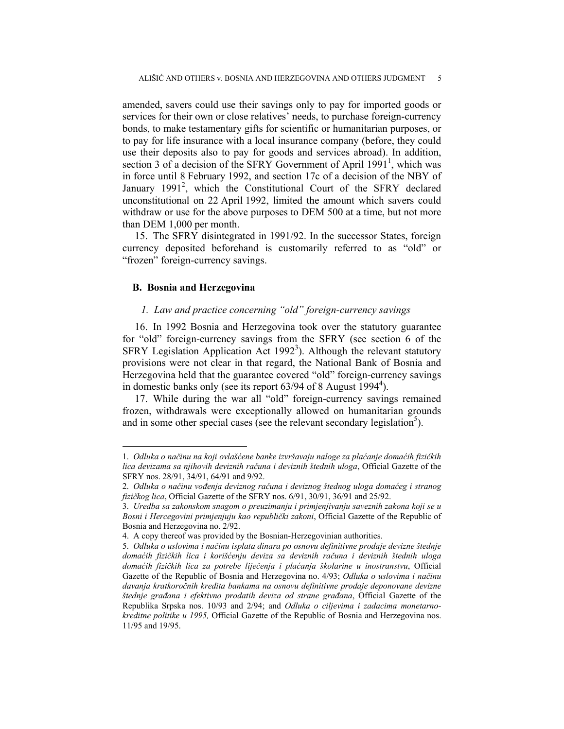amended, savers could use their savings only to pay for imported goods or services for their own or close relatives' needs, to purchase foreign-currency bonds, to make testamentary gifts for scientific or humanitarian purposes, or to pay for life insurance with a local insurance company (before, they could use their deposits also to pay for goods and services abroad). In addition, section 3 of a decision of the SFRY Government of April 1991[1], which was in force until 8 February 1992, and section 17c of a decision of the NBY of January 1991[2], which the Constitutional Court of the SFRY declared unconstitutional on 22 April 1992, limited the amount which savers could withdraw or use for the above purposes to DEM 500 at a time, but not more than DEM 1,000 per month.

15. The SFRY disintegrated in 1991/92. In the successor States, foreign currency deposited beforehand is customarily referred to as "old" or "frozen" foreign-currency savings.

### B. Bosnia and Herzegovina

#### *1. Law and practice concerning "old" foreign-currency savings*

16. In 1992 Bosnia and Herzegovina took over the statutory guarantee for "old" foreign-currency savings from the SFRY (see section 6 of the SFRY Legislation Application Act 1992[3]). Although the relevant statutory provisions were not clear in that regard, the National Bank of Bosnia and Herzegovina held that the guarantee covered "old" foreign-currency savings in domestic banks only (see its report 63/94 of 8 August 1994[4]).

17. While during the war all "old" foreign-currency savings remained frozen, withdrawals were exceptionally allowed on humanitarian grounds and in some other special cases (see the relevant secondary legislation[5]).

---

1. *Odluka o načinu na koji ovlašćene banke izvršavaju naloge za plaćanje domaćih fizičkih lica devizama sa njihovih deviznih računa i deviznih štednih uloga*, Official Gazette of the SFRY nos. 28/91, 34/91, 64/91 and 9/92.

2. *Odluka o načinu vođenja deviznog računa i deviznog štednog uloga domaćeg i stranog fizičkog lica*, Official Gazette of the SFRY nos. 6/91, 30/91, 36/91 and 25/92.

3. *Uredba sa zakonskom snagom o preuzimanju i primjenjivanju saveznih zakona koji se u Bosni i Hercegovini primjenjuju kao republički zakoni*, Official Gazette of the Republic of Bosnia and Herzegovina no. 2/92.

4. A copy thereof was provided by the Bosnian-Herzegovinian authorities.

5. *Odluka o uslovima i načinu isplata dinara po osnovu definitivne prodaje devizne štednje domaćih fizičkih lica i korišćenju deviza sa deviznih računa i deviznih štednih uloga domaćih fizičkih lica za potrebe liječenja i plaćanja školarine u inostranstvu*, Official Gazette of the Republic of Bosnia and Herzegovina no. 4/93; *Odluka o uslovima i načinu davanja kratkoročnih kredita bankama na osnovu definitivne prodaje deponovane devizne štednje građana i efektivno prodatih deviza od strane građana*, Official Gazette of the Republika Srpska nos. 10/93 and 2/94; and *Odluka o ciljevima i zadacima monetarno-kreditne politike u 1995,* Official Gazette of the Republic of Bosnia and Herzegovina nos. 11/95 and 19/95.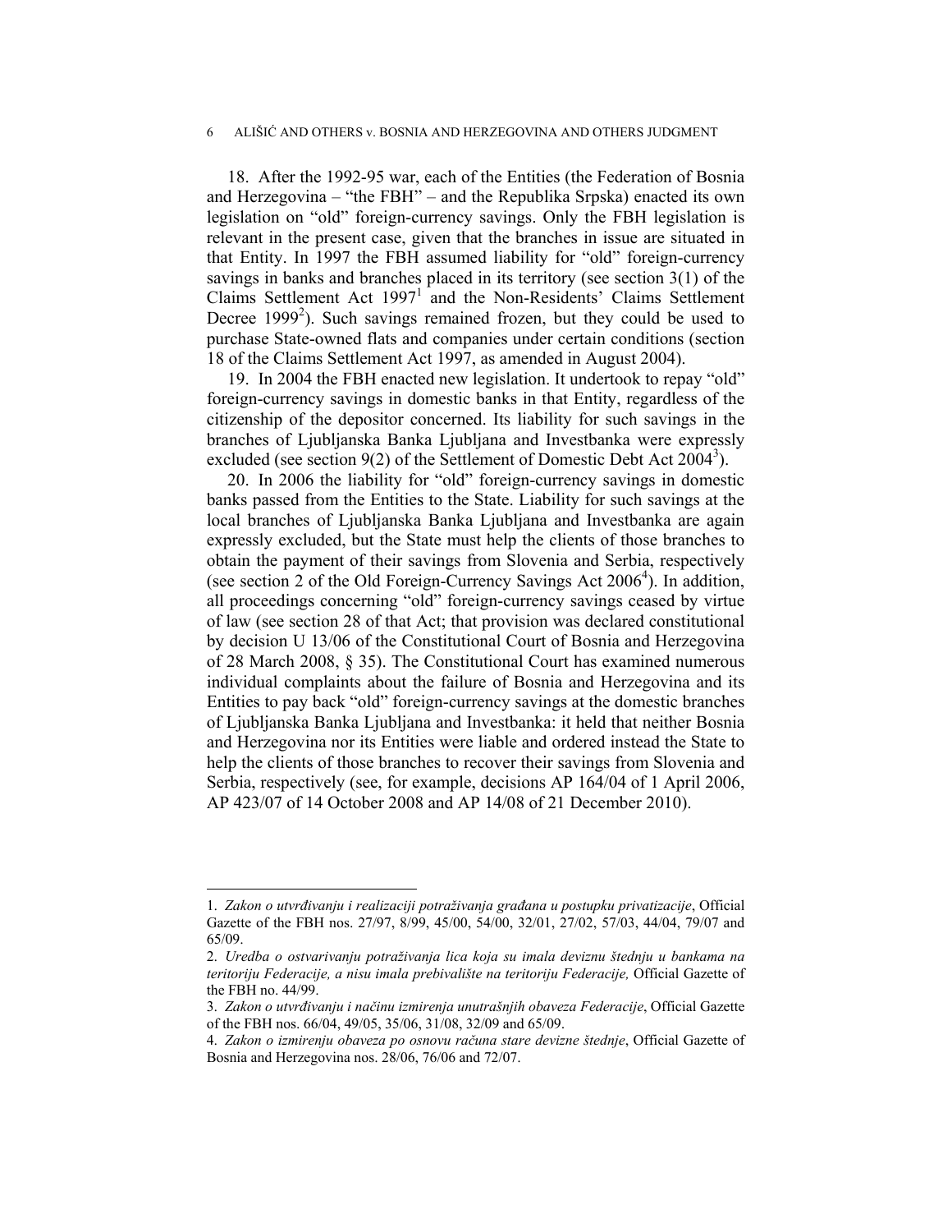18. After the 1992-95 war, each of the Entities (the Federation of Bosnia and Herzegovina – "the FBH" – and the Republika Srpska) enacted its own legislation on "old" foreign-currency savings. Only the FBH legislation is relevant in the present case, given that the branches in issue are situated in that Entity. In 1997 the FBH assumed liability for "old" foreign-currency savings in banks and branches placed in its territory (see section 3(1) of the Claims Settlement Act 1997[1] and the Non-Residents' Claims Settlement Decree 1999[2]). Such savings remained frozen, but they could be used to purchase State-owned flats and companies under certain conditions (section 18 of the Claims Settlement Act 1997, as amended in August 2004).

19. In 2004 the FBH enacted new legislation. It undertook to repay "old" foreign-currency savings in domestic banks in that Entity, regardless of the citizenship of the depositor concerned. Its liability for such savings in the branches of Ljubljanska Banka Ljubljana and Investbanka were expressly excluded (see section 9(2) of the Settlement of Domestic Debt Act 2004[3]).

20. In 2006 the liability for "old" foreign-currency savings in domestic banks passed from the Entities to the State. Liability for such savings at the local branches of Ljubljanska Banka Ljubljana and Investbanka are again expressly excluded, but the State must help the clients of those branches to obtain the payment of their savings from Slovenia and Serbia, respectively (see section 2 of the Old Foreign-Currency Savings Act 2006[4]). In addition, all proceedings concerning "old" foreign-currency savings ceased by virtue of law (see section 28 of that Act; that provision was declared constitutional by decision U 13/06 of the Constitutional Court of Bosnia and Herzegovina of 28 March 2008, § 35). The Constitutional Court has examined numerous individual complaints about the failure of Bosnia and Herzegovina and its Entities to pay back "old" foreign-currency savings at the domestic branches of Ljubljanska Banka Ljubljana and Investbanka: it held that neither Bosnia and Herzegovina nor its Entities were liable and ordered instead the State to help the clients of those branches to recover their savings from Slovenia and Serbia, respectively (see, for example, decisions AP 164/04 of 1 April 2006, AP 423/07 of 14 October 2008 and AP 14/08 of 21 December 2010).

---

1. *Zakon o utvrđivanju i realizaciji potraživanja građana u postupku privatizacije*, Official Gazette of the FBH nos. 27/97, 8/99, 45/00, 54/00, 32/01, 27/02, 57/03, 44/04, 79/07 and 65/09.

2. *Uredba o ostvarivanju potraživanja lica koja su imala deviznu štednju u bankama na teritoriju Federacije, a nisu imala prebivalište na teritoriju Federacije,* Official Gazette of the FBH no. 44/99.

3. *Zakon o utvrđivanju i načinu izmirenja unutrašnjih obaveza Federacije*, Official Gazette of the FBH nos. 66/04, 49/05, 35/06, 31/08, 32/09 and 65/09.

4. *Zakon o izmirenju obaveza po osnovu računa stare devizne štednje*, Official Gazette of Bosnia and Herzegovina nos. 28/06, 76/06 and 72/07.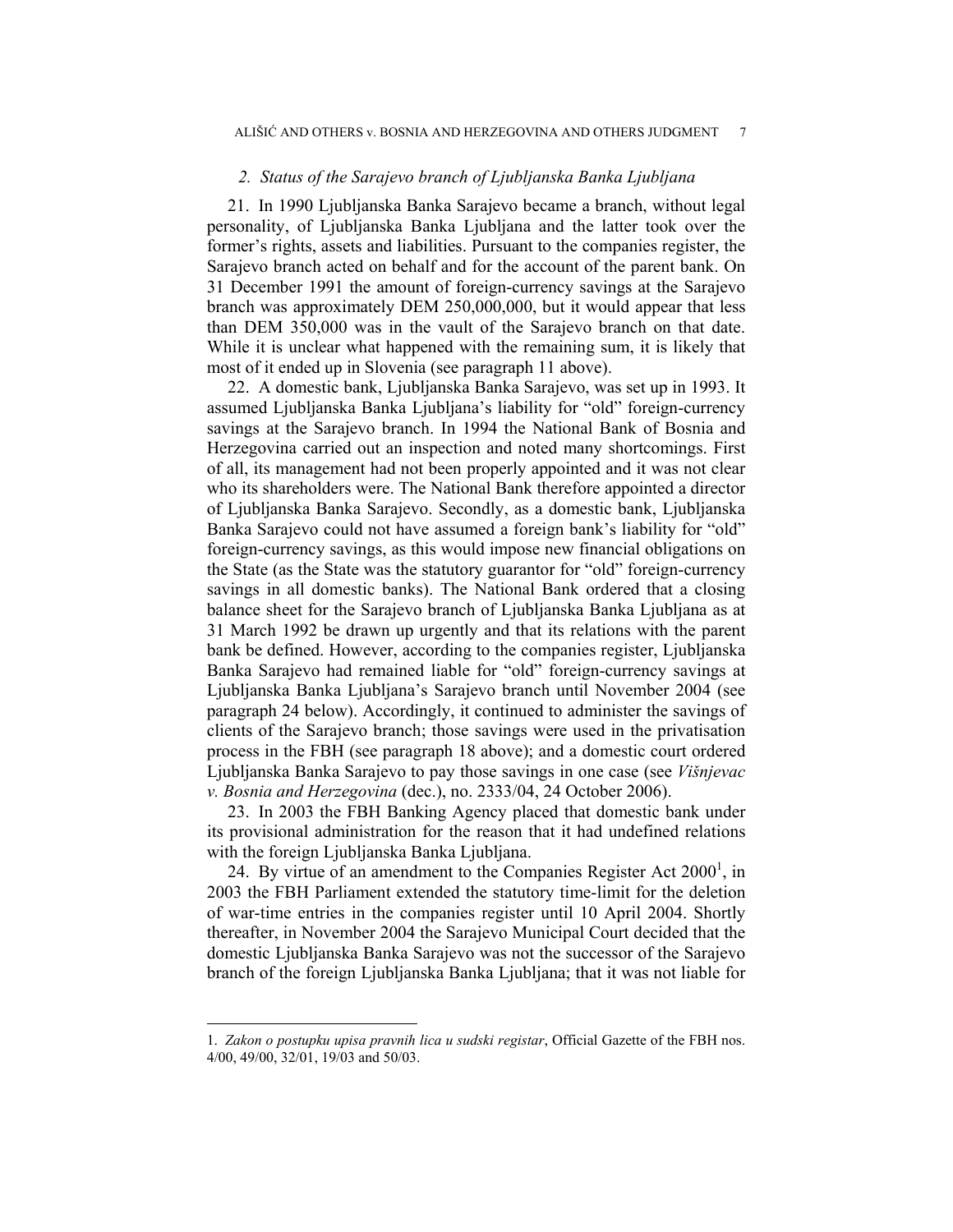### *2. Status of the Sarajevo branch of Ljubljanska Banka Ljubljana*

21. In 1990 Ljubljanska Banka Sarajevo became a branch, without legal personality, of Ljubljanska Banka Ljubljana and the latter took over the former's rights, assets and liabilities. Pursuant to the companies register, the Sarajevo branch acted on behalf and for the account of the parent bank. On 31 December 1991 the amount of foreign-currency savings at the Sarajevo branch was approximately DEM 250,000,000, but it would appear that less than DEM 350,000 was in the vault of the Sarajevo branch on that date. While it is unclear what happened with the remaining sum, it is likely that most of it ended up in Slovenia (see paragraph 11 above).

22. A domestic bank, Ljubljanska Banka Sarajevo, was set up in 1993. It assumed Ljubljanska Banka Ljubljana's liability for "old" foreign-currency savings at the Sarajevo branch. In 1994 the National Bank of Bosnia and Herzegovina carried out an inspection and noted many shortcomings. First of all, its management had not been properly appointed and it was not clear who its shareholders were. The National Bank therefore appointed a director of Ljubljanska Banka Sarajevo. Secondly, as a domestic bank, Ljubljanska Banka Sarajevo could not have assumed a foreign bank's liability for "old" foreign-currency savings, as this would impose new financial obligations on the State (as the State was the statutory guarantor for "old" foreign-currency savings in all domestic banks). The National Bank ordered that a closing balance sheet for the Sarajevo branch of Ljubljanska Banka Ljubljana as at 31 March 1992 be drawn up urgently and that its relations with the parent bank be defined. However, according to the companies register, Ljubljanska Banka Sarajevo had remained liable for "old" foreign-currency savings at Ljubljanska Banka Ljubljana's Sarajevo branch until November 2004 (see paragraph 24 below). Accordingly, it continued to administer the savings of clients of the Sarajevo branch; those savings were used in the privatisation process in the FBH (see paragraph 18 above); and a domestic court ordered Ljubljanska Banka Sarajevo to pay those savings in one case (see *Višnjevac v. Bosnia and Herzegovina* (dec.), no. 2333/04, 24 October 2006).

23. In 2003 the FBH Banking Agency placed that domestic bank under its provisional administration for the reason that it had undefined relations with the foreign Ljubljanska Banka Ljubljana.

24. By virtue of an amendment to the Companies Register Act 2000[1], in 2003 the FBH Parliament extended the statutory time-limit for the deletion of war-time entries in the companies register until 10 April 2004. Shortly thereafter, in November 2004 the Sarajevo Municipal Court decided that the domestic Ljubljanska Banka Sarajevo was not the successor of the Sarajevo branch of the foreign Ljubljanska Banka Ljubljana; that it was not liable for

---

1. *Zakon o postupku upisa pravnih lica u sudski registar*, Official Gazette of the FBH nos. 4/00, 49/00, 32/01, 19/03 and 50/03.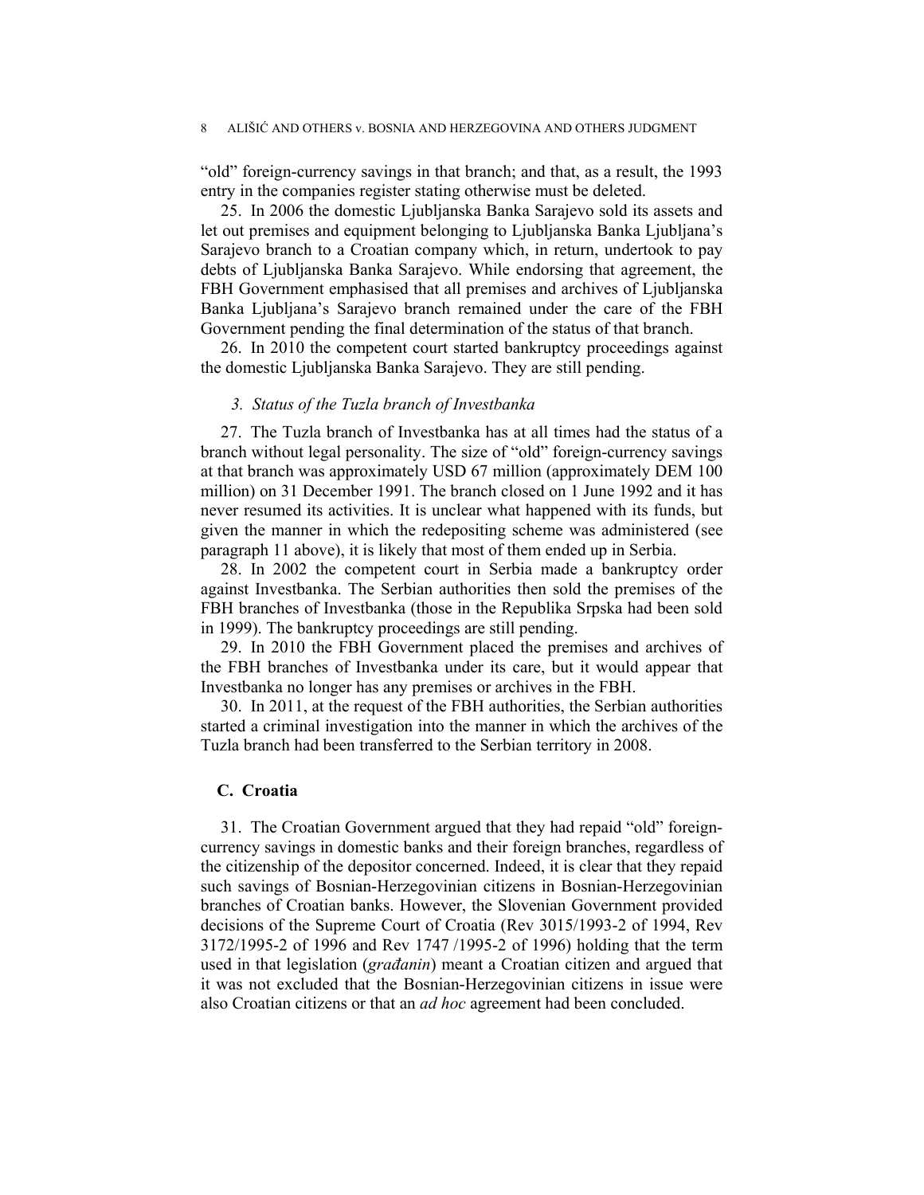"old" foreign-currency savings in that branch; and that, as a result, the 1993 entry in the companies register stating otherwise must be deleted.

25. In 2006 the domestic Ljubljanska Banka Sarajevo sold its assets and let out premises and equipment belonging to Ljubljanska Banka Ljubljana's Sarajevo branch to a Croatian company which, in return, undertook to pay debts of Ljubljanska Banka Sarajevo. While endorsing that agreement, the FBH Government emphasised that all premises and archives of Ljubljanska Banka Ljubljana's Sarajevo branch remained under the care of the FBH Government pending the final determination of the status of that branch.

26. In 2010 the competent court started bankruptcy proceedings against the domestic Ljubljanska Banka Sarajevo. They are still pending.

### *3. Status of the Tuzla branch of Investbanka*

27. The Tuzla branch of Investbanka has at all times had the status of a branch without legal personality. The size of "old" foreign-currency savings at that branch was approximately USD 67 million (approximately DEM 100 million) on 31 December 1991. The branch closed on 1 June 1992 and it has never resumed its activities. It is unclear what happened with its funds, but given the manner in which the redepositing scheme was administered (see paragraph 11 above), it is likely that most of them ended up in Serbia.

28. In 2002 the competent court in Serbia made a bankruptcy order against Investbanka. The Serbian authorities then sold the premises of the FBH branches of Investbanka (those in the Republika Srpska had been sold in 1999). The bankruptcy proceedings are still pending.

29. In 2010 the FBH Government placed the premises and archives of the FBH branches of Investbanka under its care, but it would appear that Investbanka no longer has any premises or archives in the FBH.

30. In 2011, at the request of the FBH authorities, the Serbian authorities started a criminal investigation into the manner in which the archives of the Tuzla branch had been transferred to the Serbian territory in 2008.

## C. Croatia

31. The Croatian Government argued that they had repaid "old" foreign-currency savings in domestic banks and their foreign branches, regardless of the citizenship of the depositor concerned. Indeed, it is clear that they repaid such savings of Bosnian-Herzegovinian citizens in Bosnian-Herzegovinian branches of Croatian banks. However, the Slovenian Government provided decisions of the Supreme Court of Croatia (Rev 3015/1993-2 of 1994, Rev 3172/1995-2 of 1996 and Rev 1747 /1995-2 of 1996) holding that the term used in that legislation (*građanin*) meant a Croatian citizen and argued that it was not excluded that the Bosnian-Herzegovinian citizens in issue were also Croatian citizens or that an *ad hoc* agreement had been concluded.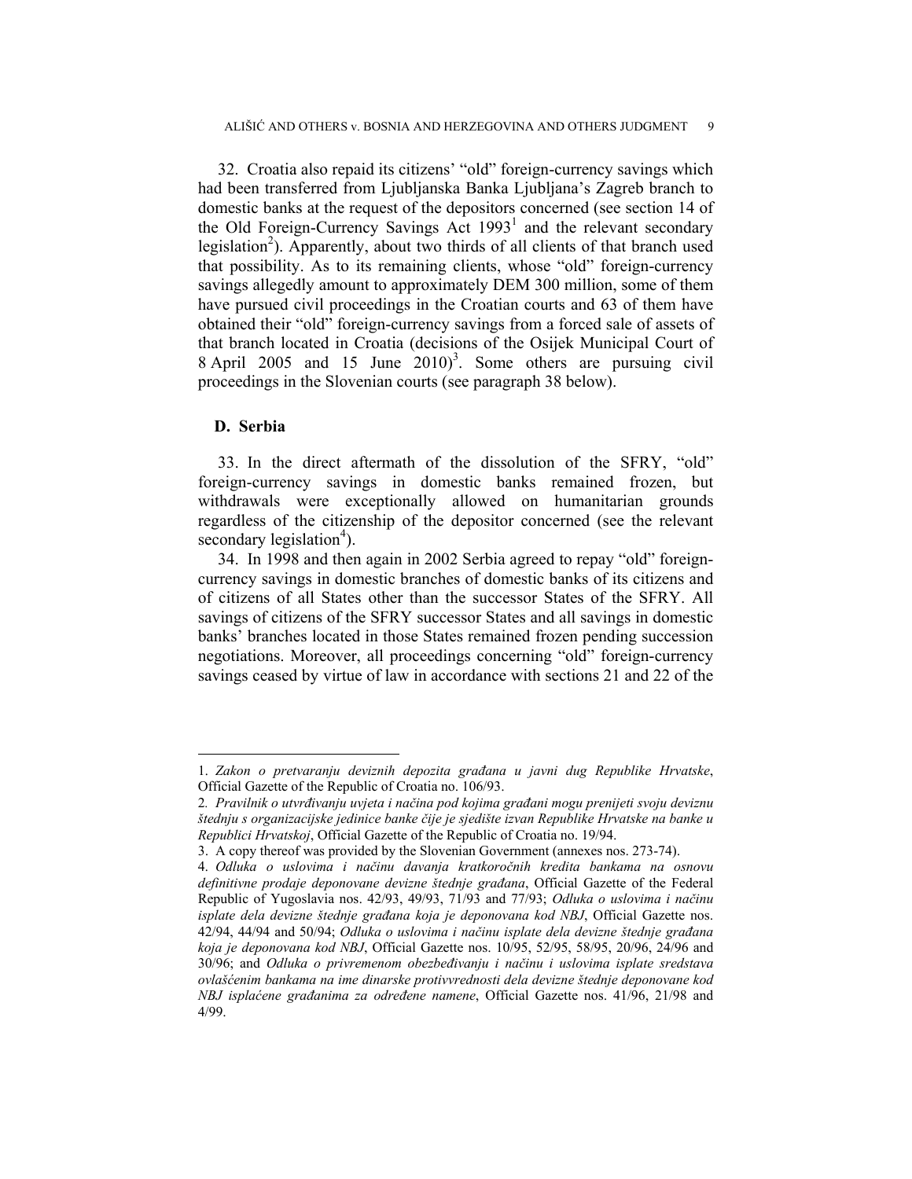32. Croatia also repaid its citizens' "old" foreign-currency savings which had been transferred from Ljubljanska Banka Ljubljana's Zagreb branch to domestic banks at the request of the depositors concerned (see section 14 of the Old Foreign-Currency Savings Act 1993[1] and the relevant secondary legislation[2]). Apparently, about two thirds of all clients of that branch used that possibility. As to its remaining clients, whose "old" foreign-currency savings allegedly amount to approximately DEM 300 million, some of them have pursued civil proceedings in the Croatian courts and 63 of them have obtained their "old" foreign-currency savings from a forced sale of assets of that branch located in Croatia (decisions of the Osijek Municipal Court of 8 April 2005 and 15 June 2010)[3]. Some others are pursuing civil proceedings in the Slovenian courts (see paragraph 38 below).

### D. Serbia

33. In the direct aftermath of the dissolution of the SFRY, "old" foreign-currency savings in domestic banks remained frozen, but withdrawals were exceptionally allowed on humanitarian grounds regardless of the citizenship of the depositor concerned (see the relevant secondary legislation[4]).

34. In 1998 and then again in 2002 Serbia agreed to repay "old" foreign-currency savings in domestic branches of domestic banks of its citizens and of citizens of all States other than the successor States of the SFRY. All savings of citizens of the SFRY successor States and all savings in domestic banks' branches located in those States remained frozen pending succession negotiations. Moreover, all proceedings concerning "old" foreign-currency savings ceased by virtue of law in accordance with sections 21 and 22 of the

---

1. *Zakon o pretvaranju deviznih depozita građana u javni dug Republike Hrvatske*, Official Gazette of the Republic of Croatia no. 106/93.

2. *Pravilnik o utvrđivanju uvjeta i načina pod kojima građani mogu prenijeti svoju deviznu štednju s organizacijske jedinice banke čije je sjedište izvan Republike Hrvatske na banke u Republici Hrvatskoj*, Official Gazette of the Republic of Croatia no. 19/94.

3. A copy thereof was provided by the Slovenian Government (annexes nos. 273-74).

4. *Odluka o uslovima i načinu davanja kratkoročnih kredita bankama na osnovu definitivne prodaje deponovane devizne štednje građana*, Official Gazette of the Federal Republic of Yugoslavia nos. 42/93, 49/93, 71/93 and 77/93; *Odluka o uslovima i načinu isplate dela devizne štednje građana koja je deponovana kod NBJ*, Official Gazette nos. 42/94, 44/94 and 50/94; *Odluka o uslovima i načinu isplate dela devizne štednje građana koja je deponovana kod NBJ*, Official Gazette nos. 10/95, 52/95, 58/95, 20/96, 24/96 and 30/96; and *Odluka o privremenom obezbeđivanju i načinu i uslovima isplate sredstava ovlašćenim bankama na ime dinarske protivvrednosti dela devizne štednje deponovane kod NBJ isplaćene građanima za određene namene*, Official Gazette nos. 41/96, 21/98 and 4/99.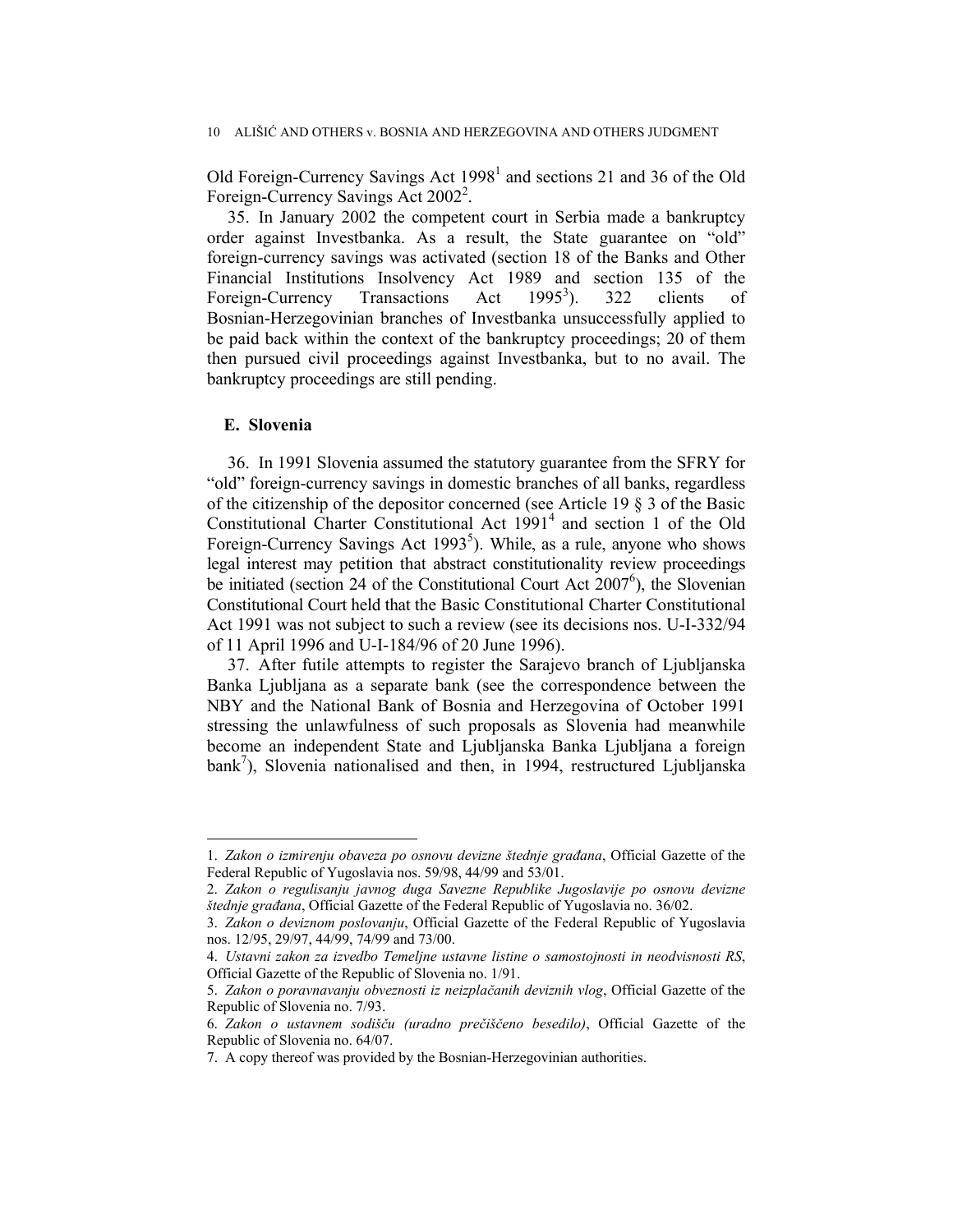Old Foreign-Currency Savings Act 1998[1] and sections 21 and 36 of the Old Foreign-Currency Savings Act 2002[2].

35. In January 2002 the competent court in Serbia made a bankruptcy order against Investbanka. As a result, the State guarantee on "old" foreign-currency savings was activated (section 18 of the Banks and Other Financial Institutions Insolvency Act 1989 and section 135 of the Foreign-Currency Transactions Act 1995[3]). 322 clients of Bosnian-Herzegovinian branches of Investbanka unsuccessfully applied to be paid back within the context of the bankruptcy proceedings; 20 of them then pursued civil proceedings against Investbanka, but to no avail. The bankruptcy proceedings are still pending.

### E. Slovenia

36. In 1991 Slovenia assumed the statutory guarantee from the SFRY for "old" foreign-currency savings in domestic branches of all banks, regardless of the citizenship of the depositor concerned (see Article 19 § 3 of the Basic Constitutional Charter Constitutional Act 1991[4] and section 1 of the Old Foreign-Currency Savings Act 1993[5]). While, as a rule, anyone who shows legal interest may petition that abstract constitutionality review proceedings be initiated (section 24 of the Constitutional Court Act 2007[6]), the Slovenian Constitutional Court held that the Basic Constitutional Charter Constitutional Act 1991 was not subject to such a review (see its decisions nos. U-I-332/94 of 11 April 1996 and U-I-184/96 of 20 June 1996).

37. After futile attempts to register the Sarajevo branch of Ljubljanska Banka Ljubljana as a separate bank (see the correspondence between the NBY and the National Bank of Bosnia and Herzegovina of October 1991 stressing the unlawfulness of such proposals as Slovenia had meanwhile become an independent State and Ljubljanska Banka Ljubljana a foreign bank[7]), Slovenia nationalised and then, in 1994, restructured Ljubljanska

---

1. *Zakon o izmirenju obaveza po osnovu devizne štednje građana*, Official Gazette of the Federal Republic of Yugoslavia nos. 59/98, 44/99 and 53/01.

2. *Zakon o regulisanju javnog duga Savezne Republike Jugoslavije po osnovu devizne štednje građana*, Official Gazette of the Federal Republic of Yugoslavia no. 36/02.

3. *Zakon o deviznom poslovanju*, Official Gazette of the Federal Republic of Yugoslavia nos. 12/95, 29/97, 44/99, 74/99 and 73/00.

4. *Ustavni zakon za izvedbo Temeljne ustavne listine o samostojnosti in neodvisnosti RS*, Official Gazette of the Republic of Slovenia no. 1/91.

5. *Zakon o poravnavanju obveznosti iz neizplačanih deviznih vlog*, Official Gazette of the Republic of Slovenia no. 7/93.

6. *Zakon o ustavnem sodišču (uradno prečiščeno besedilo)*, Official Gazette of the Republic of Slovenia no. 64/07.

7. A copy thereof was provided by the Bosnian-Herzegovinian authorities.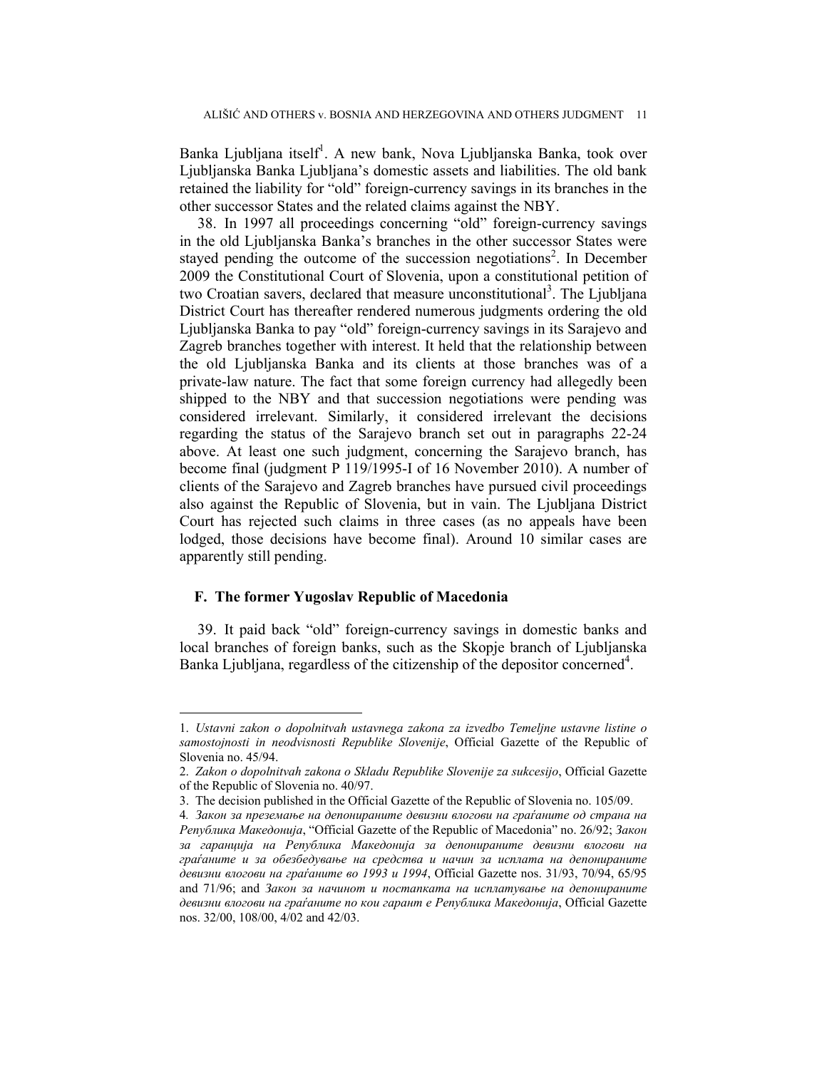Banka Ljubljana itself[1]. A new bank, Nova Ljubljanska Banka, took over Ljubljanska Banka Ljubljana's domestic assets and liabilities. The old bank retained the liability for "old" foreign-currency savings in its branches in the other successor States and the related claims against the NBY.

38. In 1997 all proceedings concerning "old" foreign-currency savings in the old Ljubljanska Banka's branches in the other successor States were stayed pending the outcome of the succession negotiations[2]. In December 2009 the Constitutional Court of Slovenia, upon a constitutional petition of two Croatian savers, declared that measure unconstitutional[3]. The Ljubljana District Court has thereafter rendered numerous judgments ordering the old Ljubljanska Banka to pay "old" foreign-currency savings in its Sarajevo and Zagreb branches together with interest. It held that the relationship between the old Ljubljanska Banka and its clients at those branches was of a private-law nature. The fact that some foreign currency had allegedly been shipped to the NBY and that succession negotiations were pending was considered irrelevant. Similarly, it considered irrelevant the decisions regarding the status of the Sarajevo branch set out in paragraphs 22-24 above. At least one such judgment, concerning the Sarajevo branch, has become final (judgment P 119/1995-I of 16 November 2010). A number of clients of the Sarajevo and Zagreb branches have pursued civil proceedings also against the Republic of Slovenia, but in vain. The Ljubljana District Court has rejected such claims in three cases (as no appeals have been lodged, those decisions have become final). Around 10 similar cases are apparently still pending.

## F. The former Yugoslav Republic of Macedonia

39. It paid back "old" foreign-currency savings in domestic banks and local branches of foreign banks, such as the Skopje branch of Ljubljanska Banka Ljubljana, regardless of the citizenship of the depositor concerned[4].

---

1. *Ustavni zakon o dopolnitvah ustavnega zakona za izvedbo Temeljne ustavne listine o samostojnosti in neodvisnosti Republike Slovenije*, Official Gazette of the Republic of Slovenia no. 45/94.

2. *Zakon o dopolnitvah zakona o Skladu Republike Slovenije za sukcesijo*, Official Gazette of the Republic of Slovenia no. 40/97.

3. The decision published in the Official Gazette of the Republic of Slovenia no. 105/09.

4. *Закон за преземање на депонираните девизни влогови на граѓаните од страна на Република Македонија*, "Official Gazette of the Republic of Macedonia" no. 26/92; *Закон за гаранција на Република Македонија за депонираните девизни влогови на граѓаните и за обезбедување на средства и начин за исплата на депонираните девизни влогови на граѓаните во 1993 и 1994*, Official Gazette nos. 31/93, 70/94, 65/95 and 71/96; and *Закон за начинот и постапката на исплатување на депонираните девизни влогови на граѓаните по кои гарант е Република Македонија*, Official Gazette nos. 32/00, 108/00, 4/02 and 42/03.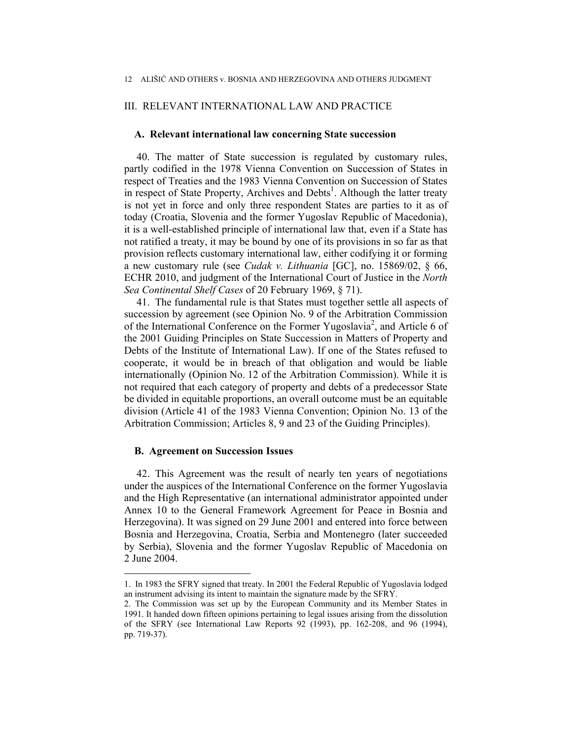## III. RELEVANT INTERNATIONAL LAW AND PRACTICE

### A. Relevant international law concerning State succession

40. The matter of State succession is regulated by customary rules, partly codified in the 1978 Vienna Convention on Succession of States in respect of Treaties and the 1983 Vienna Convention on Succession of States in respect of State Property, Archives and Debts[1]. Although the latter treaty is not yet in force and only three respondent States are parties to it as of today (Croatia, Slovenia and the former Yugoslav Republic of Macedonia), it is a well-established principle of international law that, even if a State has not ratified a treaty, it may be bound by one of its provisions in so far as that provision reflects customary international law, either codifying it or forming a new customary rule (see *Cudak v. Lithuania* [GC], no. 15869/02, § 66, ECHR 2010, and judgment of the International Court of Justice in the *North Sea Continental Shelf Cases* of 20 February 1969, § 71).

41. The fundamental rule is that States must together settle all aspects of succession by agreement (see Opinion No. 9 of the Arbitration Commission of the International Conference on the Former Yugoslavia[2], and Article 6 of the 2001 Guiding Principles on State Succession in Matters of Property and Debts of the Institute of International Law). If one of the States refused to cooperate, it would be in breach of that obligation and would be liable internationally (Opinion No. 12 of the Arbitration Commission). While it is not required that each category of property and debts of a predecessor State be divided in equitable proportions, an overall outcome must be an equitable division (Article 41 of the 1983 Vienna Convention; Opinion No. 13 of the Arbitration Commission; Articles 8, 9 and 23 of the Guiding Principles).

### B. Agreement on Succession Issues

42. This Agreement was the result of nearly ten years of negotiations under the auspices of the International Conference on the former Yugoslavia and the High Representative (an international administrator appointed under Annex 10 to the General Framework Agreement for Peace in Bosnia and Herzegovina). It was signed on 29 June 2001 and entered into force between Bosnia and Herzegovina, Croatia, Serbia and Montenegro (later succeeded by Serbia), Slovenia and the former Yugoslav Republic of Macedonia on 2 June 2004.

---

1. In 1983 the SFRY signed that treaty. In 2001 the Federal Republic of Yugoslavia lodged an instrument advising its intent to maintain the signature made by the SFRY.

2. The Commission was set up by the European Community and its Member States in 1991. It handed down fifteen opinions pertaining to legal issues arising from the dissolution of the SFRY (see International Law Reports 92 (1993), pp. 162-208, and 96 (1994), pp. 719-37).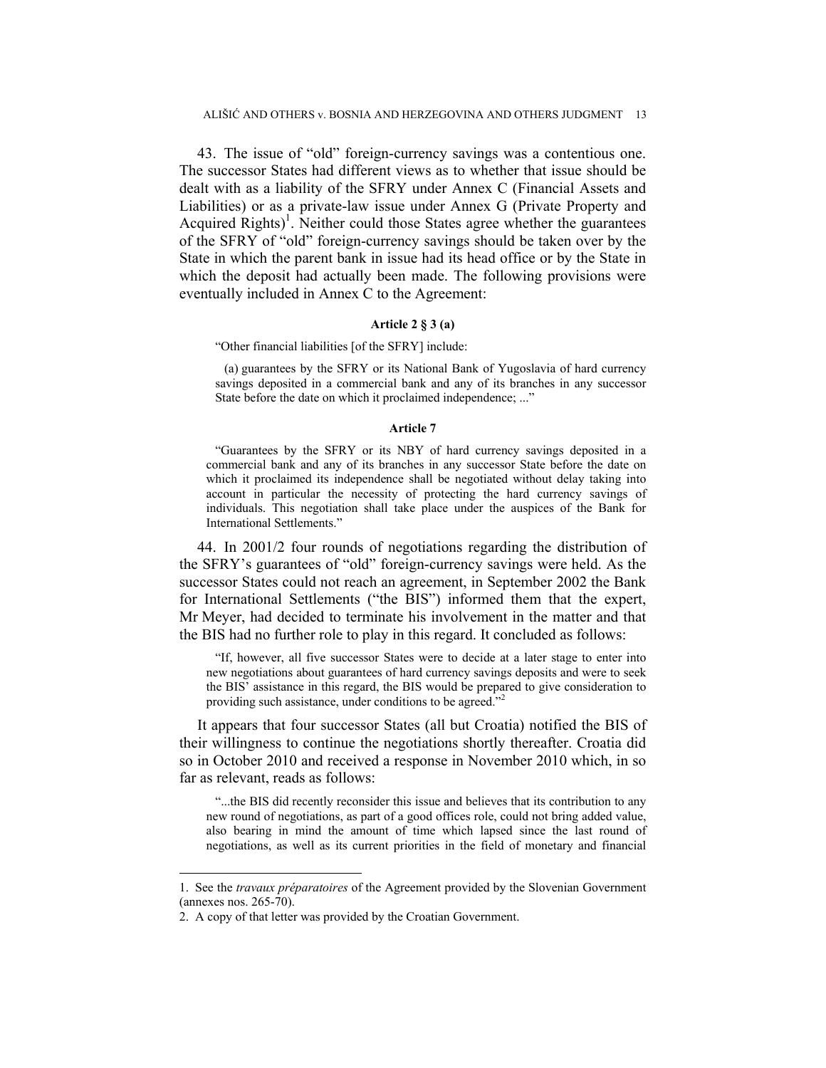43. The issue of "old" foreign-currency savings was a contentious one. The successor States had different views as to whether that issue should be dealt with as a liability of the SFRY under Annex C (Financial Assets and Liabilities) or as a private-law issue under Annex G (Private Property and Acquired Rights)[1]. Neither could those States agree whether the guarantees of the SFRY of "old" foreign-currency savings should be taken over by the State in which the parent bank in issue had its head office or by the State in which the deposit had actually been made. The following provisions were eventually included in Annex C to the Agreement:

**Article 2 § 3 (a)**

> "Other financial liabilities [of the SFRY] include:
>
> (a) guarantees by the SFRY or its National Bank of Yugoslavia of hard currency savings deposited in a commercial bank and any of its branches in any successor State before the date on which it proclaimed independence; ..."

**Article 7**

> "Guarantees by the SFRY or its NBY of hard currency savings deposited in a commercial bank and any of its branches in any successor State before the date on which it proclaimed its independence shall be negotiated without delay taking into account in particular the necessity of protecting the hard currency savings of individuals. This negotiation shall take place under the auspices of the Bank for International Settlements."

44. In 2001/2 four rounds of negotiations regarding the distribution of the SFRY's guarantees of "old" foreign-currency savings were held. As the successor States could not reach an agreement, in September 2002 the Bank for International Settlements ("the BIS") informed them that the expert, Mr Meyer, had decided to terminate his involvement in the matter and that the BIS had no further role to play in this regard. It concluded as follows:

> "If, however, all five successor States were to decide at a later stage to enter into new negotiations about guarantees of hard currency savings deposits and were to seek the BIS' assistance in this regard, the BIS would be prepared to give consideration to providing such assistance, under conditions to be agreed."[2]

It appears that four successor States (all but Croatia) notified the BIS of their willingness to continue the negotiations shortly thereafter. Croatia did so in October 2010 and received a response in November 2010 which, in so far as relevant, reads as follows:

> "...the BIS did recently reconsider this issue and believes that its contribution to any new round of negotiations, as part of a good offices role, could not bring added value, also bearing in mind the amount of time which lapsed since the last round of negotiations, as well as its current priorities in the field of monetary and financial

---

1. See the *travaux préparatoires* of the Agreement provided by the Slovenian Government (annexes nos. 265-70).

2. A copy of that letter was provided by the Croatian Government.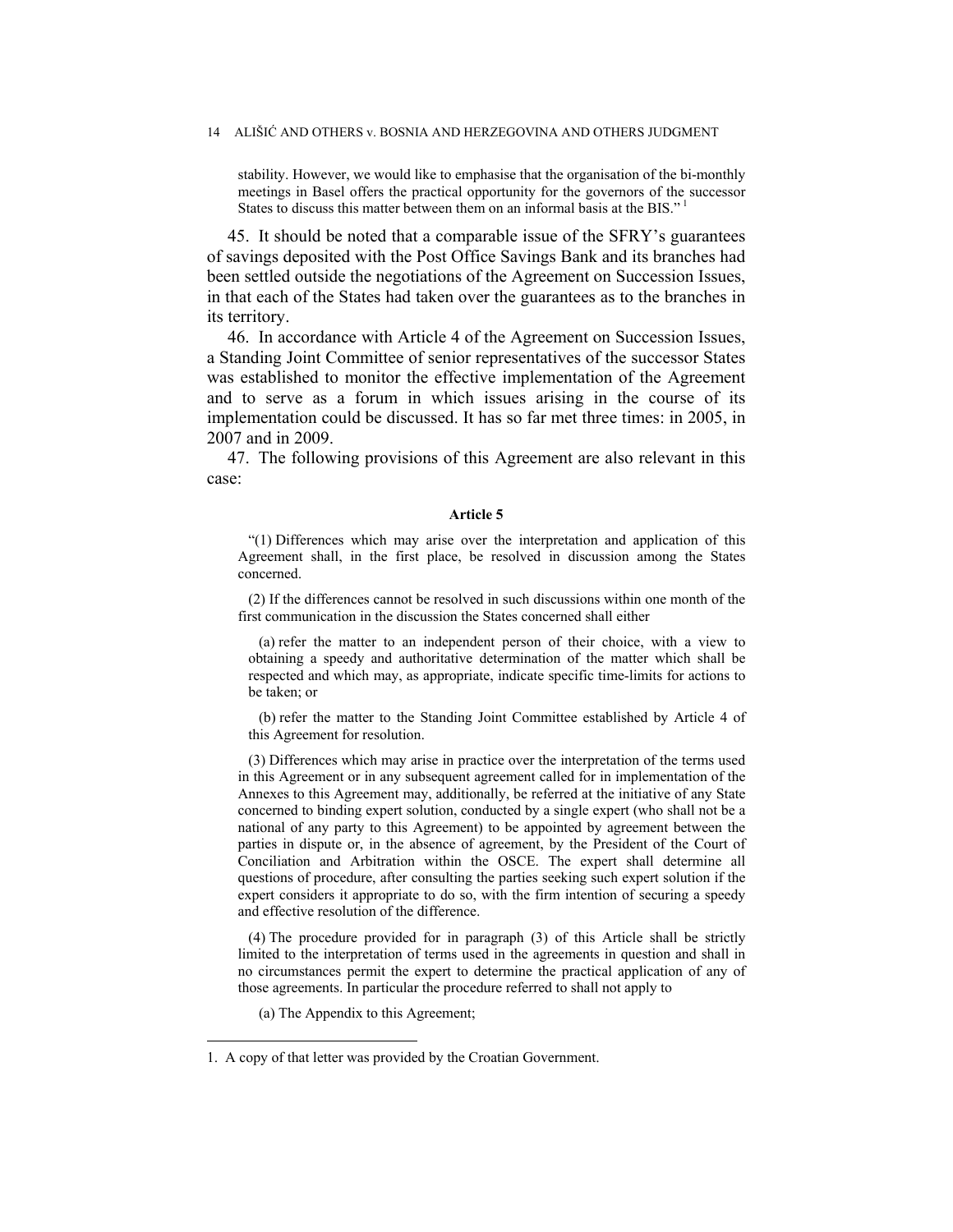stability. However, we would like to emphasise that the organisation of the bi-monthly meetings in Basel offers the practical opportunity for the governors of the successor States to discuss this matter between them on an informal basis at the BIS."[1]

45. It should be noted that a comparable issue of the SFRY's guarantees of savings deposited with the Post Office Savings Bank and its branches had been settled outside the negotiations of the Agreement on Succession Issues, in that each of the States had taken over the guarantees as to the branches in its territory.

46. In accordance with Article 4 of the Agreement on Succession Issues, a Standing Joint Committee of senior representatives of the successor States was established to monitor the effective implementation of the Agreement and to serve as a forum in which issues arising in the course of its implementation could be discussed. It has so far met three times: in 2005, in 2007 and in 2009.

47. The following provisions of this Agreement are also relevant in this case:

**Article 5**

"(1) Differences which may arise over the interpretation and application of this Agreement shall, in the first place, be resolved in discussion among the States concerned.

(2) If the differences cannot be resolved in such discussions within one month of the first communication in the discussion the States concerned shall either

(a) refer the matter to an independent person of their choice, with a view to obtaining a speedy and authoritative determination of the matter which shall be respected and which may, as appropriate, indicate specific time-limits for actions to be taken; or

(b) refer the matter to the Standing Joint Committee established by Article 4 of this Agreement for resolution.

(3) Differences which may arise in practice over the interpretation of the terms used in this Agreement or in any subsequent agreement called for in implementation of the Annexes to this Agreement may, additionally, be referred at the initiative of any State concerned to binding expert solution, conducted by a single expert (who shall not be a national of any party to this Agreement) to be appointed by agreement between the parties in dispute or, in the absence of agreement, by the President of the Court of Conciliation and Arbitration within the OSCE. The expert shall determine all questions of procedure, after consulting the parties seeking such expert solution if the expert considers it appropriate to do so, with the firm intention of securing a speedy and effective resolution of the difference.

(4) The procedure provided for in paragraph (3) of this Article shall be strictly limited to the interpretation of terms used in the agreements in question and shall in no circumstances permit the expert to determine the practical application of any of those agreements. In particular the procedure referred to shall not apply to

(a) The Appendix to this Agreement;

---

1. A copy of that letter was provided by the Croatian Government.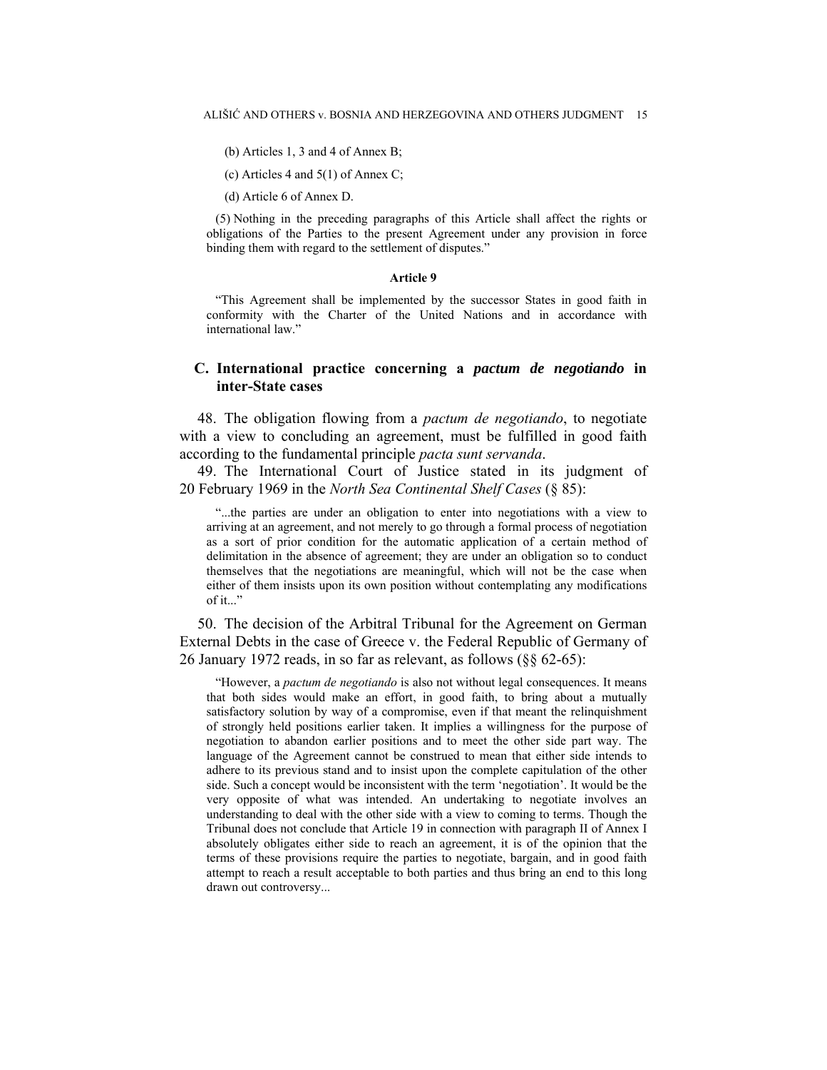(b) Articles 1, 3 and 4 of Annex B;

(c) Articles 4 and 5(1) of Annex C;

(d) Article 6 of Annex D.

(5) Nothing in the preceding paragraphs of this Article shall affect the rights or obligations of the Parties to the present Agreement under any provision in force binding them with regard to the settlement of disputes."

**Article 9**

"This Agreement shall be implemented by the successor States in good faith in conformity with the Charter of the United Nations and in accordance with international law."

## C. International practice concerning a *pactum de negotiando* in inter-State cases

48. The obligation flowing from a *pactum de negotiando*, to negotiate with a view to concluding an agreement, must be fulfilled in good faith according to the fundamental principle *pacta sunt servanda*.

49. The International Court of Justice stated in its judgment of 20 February 1969 in the *North Sea Continental Shelf Cases* (§ 85):

> "...the parties are under an obligation to enter into negotiations with a view to arriving at an agreement, and not merely to go through a formal process of negotiation as a sort of prior condition for the automatic application of a certain method of delimitation in the absence of agreement; they are under an obligation so to conduct themselves that the negotiations are meaningful, which will not be the case when either of them insists upon its own position without contemplating any modifications of it..."

50. The decision of the Arbitral Tribunal for the Agreement on German External Debts in the case of Greece v. the Federal Republic of Germany of 26 January 1972 reads, in so far as relevant, as follows (§§ 62-65):

> "However, a *pactum de negotiando* is also not without legal consequences. It means that both sides would make an effort, in good faith, to bring about a mutually satisfactory solution by way of a compromise, even if that meant the relinquishment of strongly held positions earlier taken. It implies a willingness for the purpose of negotiation to abandon earlier positions and to meet the other side part way. The language of the Agreement cannot be construed to mean that either side intends to adhere to its previous stand and to insist upon the complete capitulation of the other side. Such a concept would be inconsistent with the term 'negotiation'. It would be the very opposite of what was intended. An undertaking to negotiate involves an understanding to deal with the other side with a view to coming to terms. Though the Tribunal does not conclude that Article 19 in connection with paragraph II of Annex I absolutely obligates either side to reach an agreement, it is of the opinion that the terms of these provisions require the parties to negotiate, bargain, and in good faith attempt to reach a result acceptable to both parties and thus bring an end to this long drawn out controversy...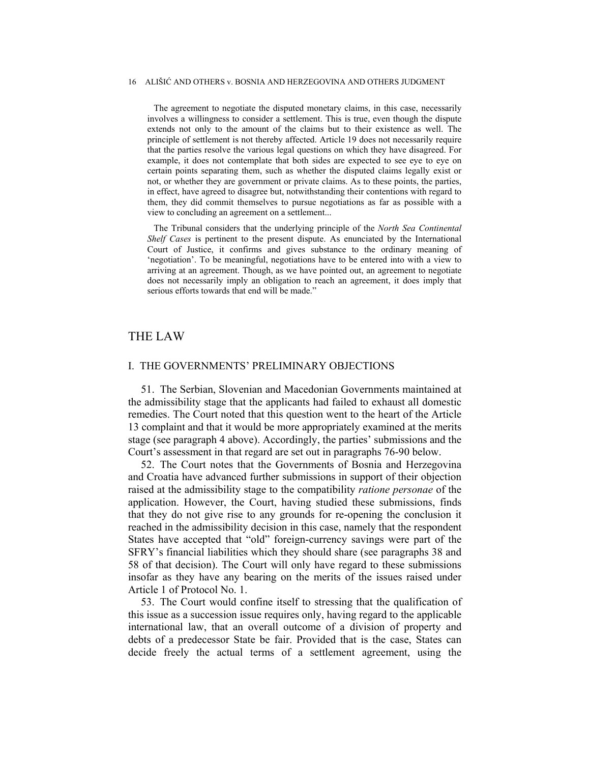> The agreement to negotiate the disputed monetary claims, in this case, necessarily involves a willingness to consider a settlement. This is true, even though the dispute extends not only to the amount of the claims but to their existence as well. The principle of settlement is not thereby affected. Article 19 does not necessarily require that the parties resolve the various legal questions on which they have disagreed. For example, it does not contemplate that both sides are expected to see eye to eye on certain points separating them, such as whether the disputed claims legally exist or not, or whether they are government or private claims. As to these points, the parties, in effect, have agreed to disagree but, notwithstanding their contentions with regard to them, they did commit themselves to pursue negotiations as far as possible with a view to concluding an agreement on a settlement...
>
> The Tribunal considers that the underlying principle of the *North Sea Continental Shelf Cases* is pertinent to the present dispute. As enunciated by the International Court of Justice, it confirms and gives substance to the ordinary meaning of 'negotiation'. To be meaningful, negotiations have to be entered into with a view to arriving at an agreement. Though, as we have pointed out, an agreement to negotiate does not necessarily imply an obligation to reach an agreement, it does imply that serious efforts towards that end will be made."

# THE LAW

## I. THE GOVERNMENTS' PRELIMINARY OBJECTIONS

51. The Serbian, Slovenian and Macedonian Governments maintained at the admissibility stage that the applicants had failed to exhaust all domestic remedies. The Court noted that this question went to the heart of the Article 13 complaint and that it would be more appropriately examined at the merits stage (see paragraph 4 above). Accordingly, the parties' submissions and the Court's assessment in that regard are set out in paragraphs 76-90 below.

52. The Court notes that the Governments of Bosnia and Herzegovina and Croatia have advanced further submissions in support of their objection raised at the admissibility stage to the compatibility *ratione personae* of the application. However, the Court, having studied these submissions, finds that they do not give rise to any grounds for re-opening the conclusion it reached in the admissibility decision in this case, namely that the respondent States have accepted that "old" foreign-currency savings were part of the SFRY's financial liabilities which they should share (see paragraphs 38 and 58 of that decision). The Court will only have regard to these submissions insofar as they have any bearing on the merits of the issues raised under Article 1 of Protocol No. 1.

53. The Court would confine itself to stressing that the qualification of this issue as a succession issue requires only, having regard to the applicable international law, that an overall outcome of a division of property and debts of a predecessor State be fair. Provided that is the case, States can decide freely the actual terms of a settlement agreement, using the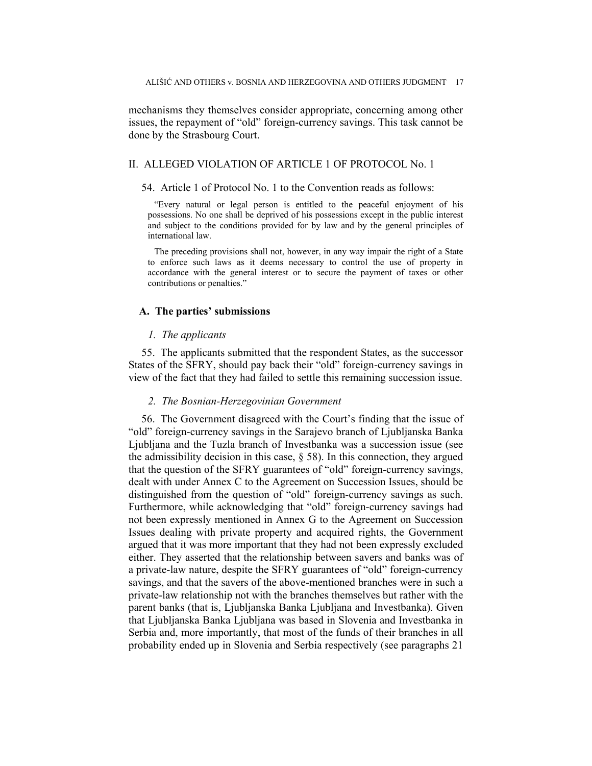mechanisms they themselves consider appropriate, concerning among other issues, the repayment of "old" foreign-currency savings. This task cannot be done by the Strasbourg Court.

## II. ALLEGED VIOLATION OF ARTICLE 1 OF PROTOCOL No. 1

54. Article 1 of Protocol No. 1 to the Convention reads as follows:

> "Every natural or legal person is entitled to the peaceful enjoyment of his possessions. No one shall be deprived of his possessions except in the public interest and subject to the conditions provided for by law and by the general principles of international law.
>
> The preceding provisions shall not, however, in any way impair the right of a State to enforce such laws as it deems necessary to control the use of property in accordance with the general interest or to secure the payment of taxes or other contributions or penalties."

### A. The parties' submissions

#### *1. The applicants*

55. The applicants submitted that the respondent States, as the successor States of the SFRY, should pay back their "old" foreign-currency savings in view of the fact that they had failed to settle this remaining succession issue.

#### *2. The Bosnian-Herzegovinian Government*

56. The Government disagreed with the Court's finding that the issue of "old" foreign-currency savings in the Sarajevo branch of Ljubljanska Banka Ljubljana and the Tuzla branch of Investbanka was a succession issue (see the admissibility decision in this case, § 58). In this connection, they argued that the question of the SFRY guarantees of "old" foreign-currency savings, dealt with under Annex C to the Agreement on Succession Issues, should be distinguished from the question of "old" foreign-currency savings as such. Furthermore, while acknowledging that "old" foreign-currency savings had not been expressly mentioned in Annex G to the Agreement on Succession Issues dealing with private property and acquired rights, the Government argued that it was more important that they had not been expressly excluded either. They asserted that the relationship between savers and banks was of a private-law nature, despite the SFRY guarantees of "old" foreign-currency savings, and that the savers of the above-mentioned branches were in such a private-law relationship not with the branches themselves but rather with the parent banks (that is, Ljubljanska Banka Ljubljana and Investbanka). Given that Ljubljanska Banka Ljubljana was based in Slovenia and Investbanka in Serbia and, more importantly, that most of the funds of their branches in all probability ended up in Slovenia and Serbia respectively (see paragraphs 21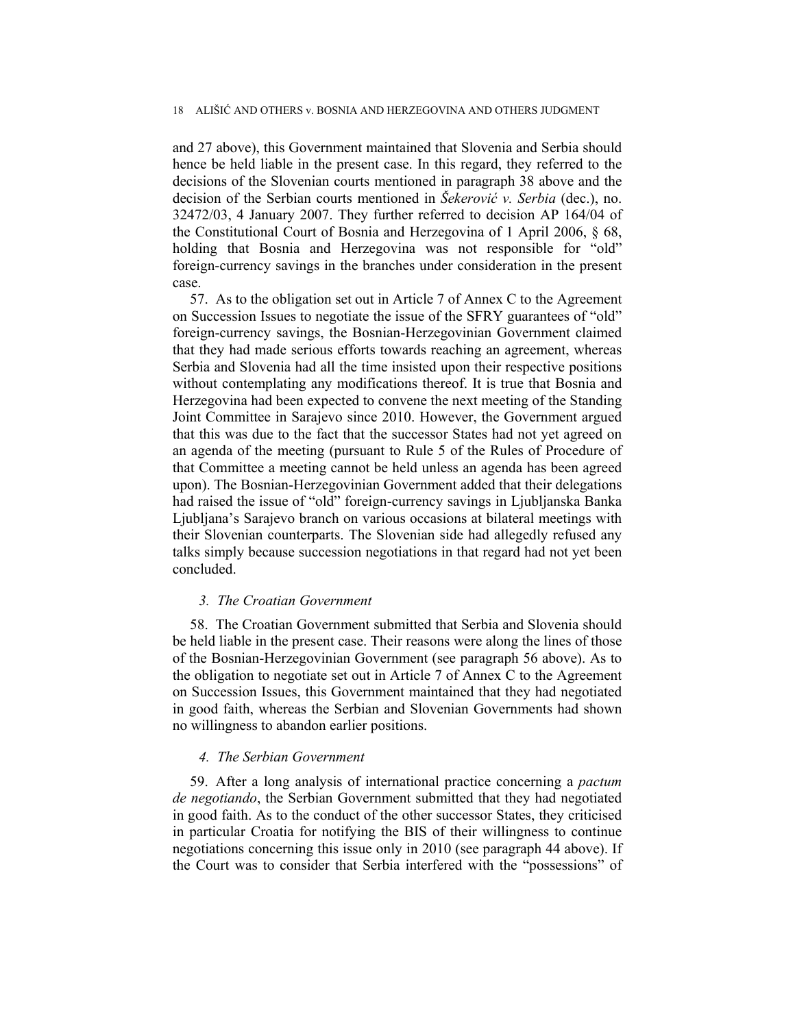and 27 above), this Government maintained that Slovenia and Serbia should hence be held liable in the present case. In this regard, they referred to the decisions of the Slovenian courts mentioned in paragraph 38 above and the decision of the Serbian courts mentioned in *Šekerović v. Serbia* (dec.), no. 32472/03, 4 January 2007. They further referred to decision AP 164/04 of the Constitutional Court of Bosnia and Herzegovina of 1 April 2006, § 68, holding that Bosnia and Herzegovina was not responsible for "old" foreign-currency savings in the branches under consideration in the present case.

57. As to the obligation set out in Article 7 of Annex C to the Agreement on Succession Issues to negotiate the issue of the SFRY guarantees of "old" foreign-currency savings, the Bosnian-Herzegovinian Government claimed that they had made serious efforts towards reaching an agreement, whereas Serbia and Slovenia had all the time insisted upon their respective positions without contemplating any modifications thereof. It is true that Bosnia and Herzegovina had been expected to convene the next meeting of the Standing Joint Committee in Sarajevo since 2010. However, the Government argued that this was due to the fact that the successor States had not yet agreed on an agenda of the meeting (pursuant to Rule 5 of the Rules of Procedure of that Committee a meeting cannot be held unless an agenda has been agreed upon). The Bosnian-Herzegovinian Government added that their delegations had raised the issue of "old" foreign-currency savings in Ljubljanska Banka Ljubljana's Sarajevo branch on various occasions at bilateral meetings with their Slovenian counterparts. The Slovenian side had allegedly refused any talks simply because succession negotiations in that regard had not yet been concluded.

### *3. The Croatian Government*

58. The Croatian Government submitted that Serbia and Slovenia should be held liable in the present case. Their reasons were along the lines of those of the Bosnian-Herzegovinian Government (see paragraph 56 above). As to the obligation to negotiate set out in Article 7 of Annex C to the Agreement on Succession Issues, this Government maintained that they had negotiated in good faith, whereas the Serbian and Slovenian Governments had shown no willingness to abandon earlier positions.

### *4. The Serbian Government*

59. After a long analysis of international practice concerning a *pactum de negotiando*, the Serbian Government submitted that they had negotiated in good faith. As to the conduct of the other successor States, they criticised in particular Croatia for notifying the BIS of their willingness to continue negotiations concerning this issue only in 2010 (see paragraph 44 above). If the Court was to consider that Serbia interfered with the "possessions" of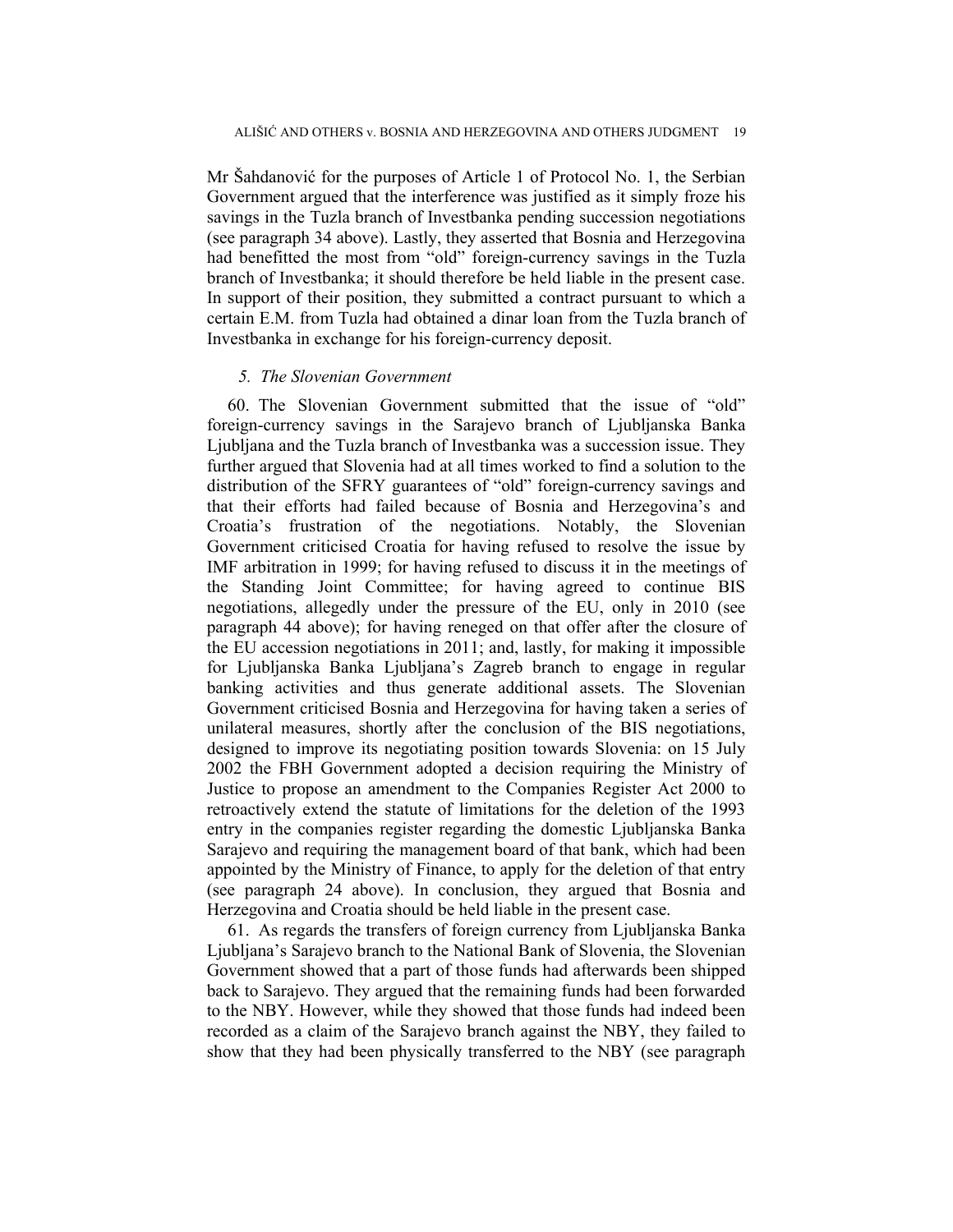Mr Šahdanović for the purposes of Article 1 of Protocol No. 1, the Serbian Government argued that the interference was justified as it simply froze his savings in the Tuzla branch of Investbanka pending succession negotiations (see paragraph 34 above). Lastly, they asserted that Bosnia and Herzegovina had benefitted the most from "old" foreign-currency savings in the Tuzla branch of Investbanka; it should therefore be held liable in the present case. In support of their position, they submitted a contract pursuant to which a certain E.M. from Tuzla had obtained a dinar loan from the Tuzla branch of Investbanka in exchange for his foreign-currency deposit.

### *5. The Slovenian Government*

60. The Slovenian Government submitted that the issue of "old" foreign-currency savings in the Sarajevo branch of Ljubljanska Banka Ljubljana and the Tuzla branch of Investbanka was a succession issue. They further argued that Slovenia had at all times worked to find a solution to the distribution of the SFRY guarantees of "old" foreign-currency savings and that their efforts had failed because of Bosnia and Herzegovina's and Croatia's frustration of the negotiations. Notably, the Slovenian Government criticised Croatia for having refused to resolve the issue by IMF arbitration in 1999; for having refused to discuss it in the meetings of the Standing Joint Committee; for having agreed to continue BIS negotiations, allegedly under the pressure of the EU, only in 2010 (see paragraph 44 above); for having reneged on that offer after the closure of the EU accession negotiations in 2011; and, lastly, for making it impossible for Ljubljanska Banka Ljubljana's Zagreb branch to engage in regular banking activities and thus generate additional assets. The Slovenian Government criticised Bosnia and Herzegovina for having taken a series of unilateral measures, shortly after the conclusion of the BIS negotiations, designed to improve its negotiating position towards Slovenia: on 15 July 2002 the FBH Government adopted a decision requiring the Ministry of Justice to propose an amendment to the Companies Register Act 2000 to retroactively extend the statute of limitations for the deletion of the 1993 entry in the companies register regarding the domestic Ljubljanska Banka Sarajevo and requiring the management board of that bank, which had been appointed by the Ministry of Finance, to apply for the deletion of that entry (see paragraph 24 above). In conclusion, they argued that Bosnia and Herzegovina and Croatia should be held liable in the present case.

61. As regards the transfers of foreign currency from Ljubljanska Banka Ljubljana's Sarajevo branch to the National Bank of Slovenia, the Slovenian Government showed that a part of those funds had afterwards been shipped back to Sarajevo. They argued that the remaining funds had been forwarded to the NBY. However, while they showed that those funds had indeed been recorded as a claim of the Sarajevo branch against the NBY, they failed to show that they had been physically transferred to the NBY (see paragraph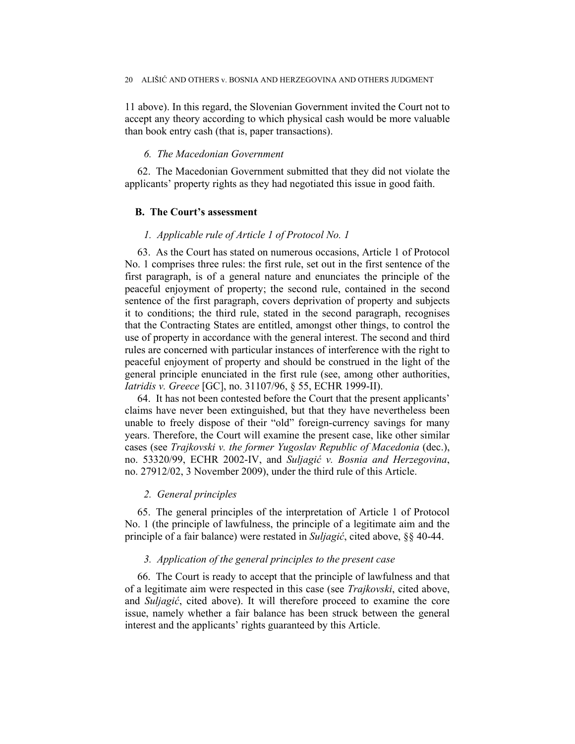11 above). In this regard, the Slovenian Government invited the Court not to accept any theory according to which physical cash would be more valuable than book entry cash (that is, paper transactions).

*6. The Macedonian Government*

62. The Macedonian Government submitted that they did not violate the applicants' property rights as they had negotiated this issue in good faith.

### B. The Court's assessment

*1. Applicable rule of Article 1 of Protocol No. 1*

63. As the Court has stated on numerous occasions, Article 1 of Protocol No. 1 comprises three rules: the first rule, set out in the first sentence of the first paragraph, is of a general nature and enunciates the principle of the peaceful enjoyment of property; the second rule, contained in the second sentence of the first paragraph, covers deprivation of property and subjects it to conditions; the third rule, stated in the second paragraph, recognises that the Contracting States are entitled, amongst other things, to control the use of property in accordance with the general interest. The second and third rules are concerned with particular instances of interference with the right to peaceful enjoyment of property and should be construed in the light of the general principle enunciated in the first rule (see, among other authorities, *Iatridis v. Greece* [GC], no. 31107/96, § 55, ECHR 1999-II).

64. It has not been contested before the Court that the present applicants' claims have never been extinguished, but that they have nevertheless been unable to freely dispose of their "old" foreign-currency savings for many years. Therefore, the Court will examine the present case, like other similar cases (see *Trajkovski v. the former Yugoslav Republic of Macedonia* (dec.), no. 53320/99, ECHR 2002-IV, and *Suljagić v. Bosnia and Herzegovina*, no. 27912/02, 3 November 2009), under the third rule of this Article.

*2. General principles*

65. The general principles of the interpretation of Article 1 of Protocol No. 1 (the principle of lawfulness, the principle of a legitimate aim and the principle of a fair balance) were restated in *Suljagić*, cited above, §§ 40-44.

*3. Application of the general principles to the present case*

66. The Court is ready to accept that the principle of lawfulness and that of a legitimate aim were respected in this case (see *Trajkovski*, cited above, and *Suljagić*, cited above). It will therefore proceed to examine the core issue, namely whether a fair balance has been struck between the general interest and the applicants' rights guaranteed by this Article.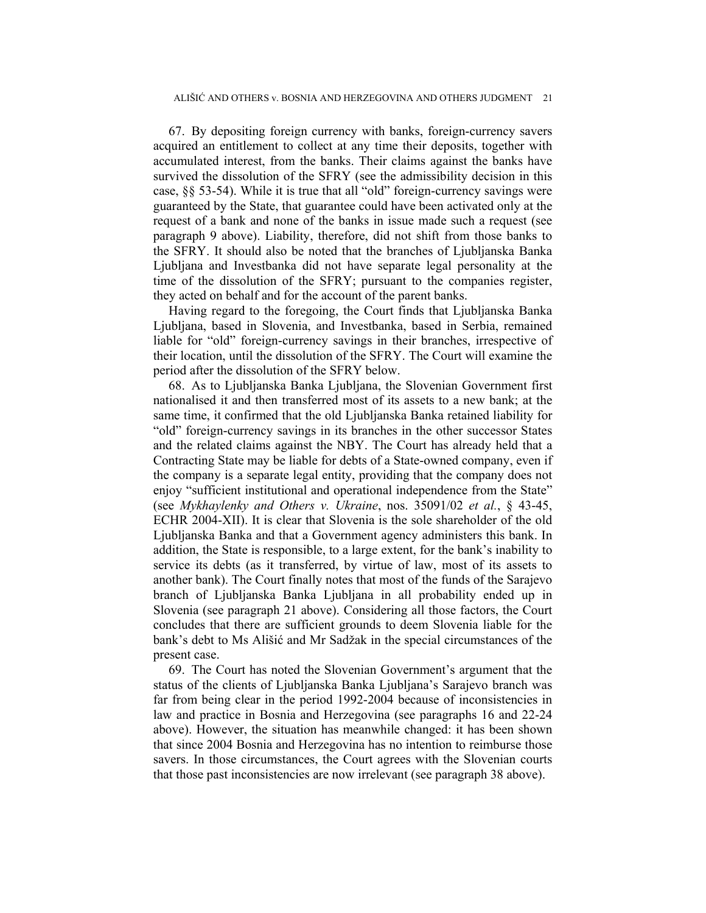67. By depositing foreign currency with banks, foreign-currency savers acquired an entitlement to collect at any time their deposits, together with accumulated interest, from the banks. Their claims against the banks have survived the dissolution of the SFRY (see the admissibility decision in this case, §§ 53-54). While it is true that all "old" foreign-currency savings were guaranteed by the State, that guarantee could have been activated only at the request of a bank and none of the banks in issue made such a request (see paragraph 9 above). Liability, therefore, did not shift from those banks to the SFRY. It should also be noted that the branches of Ljubljanska Banka Ljubljana and Investbanka did not have separate legal personality at the time of the dissolution of the SFRY; pursuant to the companies register, they acted on behalf and for the account of the parent banks.

Having regard to the foregoing, the Court finds that Ljubljanska Banka Ljubljana, based in Slovenia, and Investbanka, based in Serbia, remained liable for "old" foreign-currency savings in their branches, irrespective of their location, until the dissolution of the SFRY. The Court will examine the period after the dissolution of the SFRY below.

68. As to Ljubljanska Banka Ljubljana, the Slovenian Government first nationalised it and then transferred most of its assets to a new bank; at the same time, it confirmed that the old Ljubljanska Banka retained liability for "old" foreign-currency savings in its branches in the other successor States and the related claims against the NBY. The Court has already held that a Contracting State may be liable for debts of a State-owned company, even if the company is a separate legal entity, providing that the company does not enjoy "sufficient institutional and operational independence from the State" (see *Mykhaylenky and Others v. Ukraine*, nos. 35091/02 *et al.*, § 43-45, ECHR 2004-XII). It is clear that Slovenia is the sole shareholder of the old Ljubljanska Banka and that a Government agency administers this bank. In addition, the State is responsible, to a large extent, for the bank's inability to service its debts (as it transferred, by virtue of law, most of its assets to another bank). The Court finally notes that most of the funds of the Sarajevo branch of Ljubljanska Banka Ljubljana in all probability ended up in Slovenia (see paragraph 21 above). Considering all those factors, the Court concludes that there are sufficient grounds to deem Slovenia liable for the bank's debt to Ms Ališić and Mr Sadžak in the special circumstances of the present case.

69. The Court has noted the Slovenian Government's argument that the status of the clients of Ljubljanska Banka Ljubljana's Sarajevo branch was far from being clear in the period 1992-2004 because of inconsistencies in law and practice in Bosnia and Herzegovina (see paragraphs 16 and 22-24 above). However, the situation has meanwhile changed: it has been shown that since 2004 Bosnia and Herzegovina has no intention to reimburse those savers. In those circumstances, the Court agrees with the Slovenian courts that those past inconsistencies are now irrelevant (see paragraph 38 above).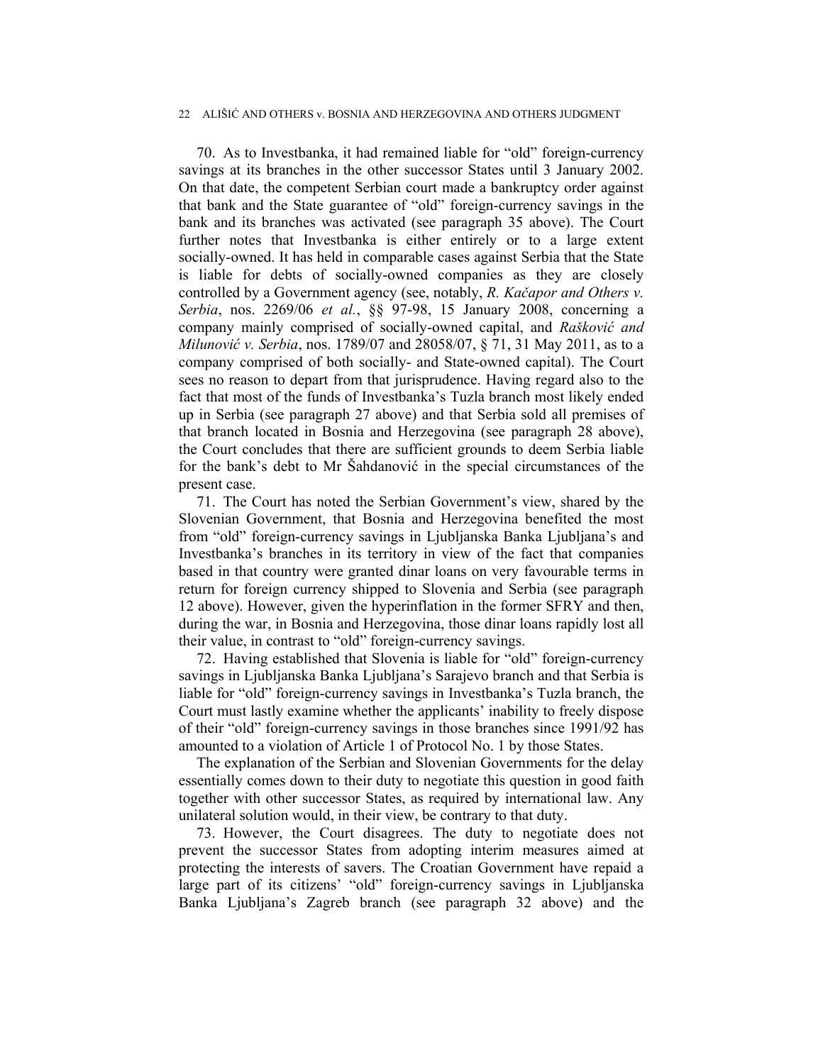70. As to Investbanka, it had remained liable for “old” foreign-currency savings at its branches in the other successor States until 3 January 2002. On that date, the competent Serbian court made a bankruptcy order against that bank and the State guarantee of “old” foreign-currency savings in the bank and its branches was activated (see paragraph 35 above). The Court further notes that Investbanka is either entirely or to a large extent socially-owned. It has held in comparable cases against Serbia that the State is liable for debts of socially-owned companies as they are closely controlled by a Government agency (see, notably, *R. Kačapor and Others v. Serbia*, nos. 2269/06 *et al.*, §§ 97-98, 15 January 2008, concerning a company mainly comprised of socially-owned capital, and *Rašković and Milunović v. Serbia*, nos. 1789/07 and 28058/07, § 71, 31 May 2011, as to a company comprised of both socially- and State-owned capital). The Court sees no reason to depart from that jurisprudence. Having regard also to the fact that most of the funds of Investbanka’s Tuzla branch most likely ended up in Serbia (see paragraph 27 above) and that Serbia sold all premises of that branch located in Bosnia and Herzegovina (see paragraph 28 above), the Court concludes that there are sufficient grounds to deem Serbia liable for the bank’s debt to Mr Šahdanović in the special circumstances of the present case.

71. The Court has noted the Serbian Government’s view, shared by the Slovenian Government, that Bosnia and Herzegovina benefited the most from “old” foreign-currency savings in Ljubljanska Banka Ljubljana’s and Investbanka’s branches in its territory in view of the fact that companies based in that country were granted dinar loans on very favourable terms in return for foreign currency shipped to Slovenia and Serbia (see paragraph 12 above). However, given the hyperinflation in the former SFRY and then, during the war, in Bosnia and Herzegovina, those dinar loans rapidly lost all their value, in contrast to “old” foreign-currency savings.

72. Having established that Slovenia is liable for “old” foreign-currency savings in Ljubljanska Banka Ljubljana’s Sarajevo branch and that Serbia is liable for “old” foreign-currency savings in Investbanka’s Tuzla branch, the Court must lastly examine whether the applicants’ inability to freely dispose of their “old” foreign-currency savings in those branches since 1991/92 has amounted to a violation of Article 1 of Protocol No. 1 by those States.

The explanation of the Serbian and Slovenian Governments for the delay essentially comes down to their duty to negotiate this question in good faith together with other successor States, as required by international law. Any unilateral solution would, in their view, be contrary to that duty.

73. However, the Court disagrees. The duty to negotiate does not prevent the successor States from adopting interim measures aimed at protecting the interests of savers. The Croatian Government have repaid a large part of its citizens’ “old” foreign-currency savings in Ljubljanska Banka Ljubljana’s Zagreb branch (see paragraph 32 above) and the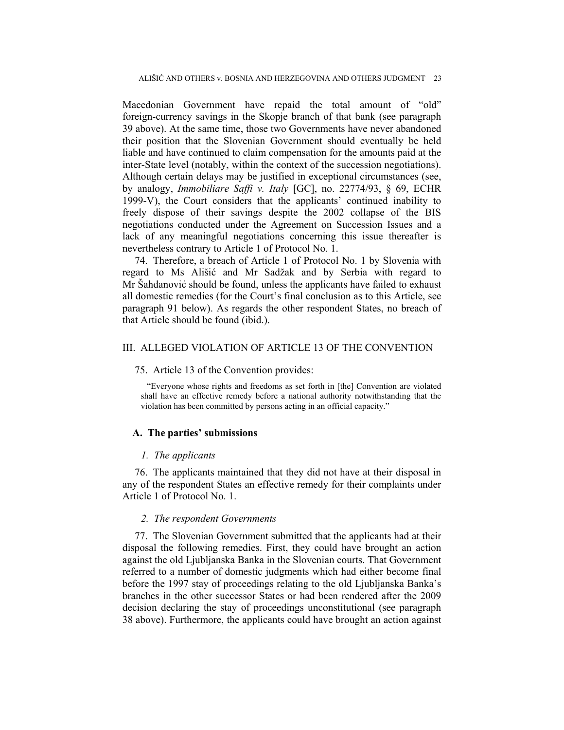Macedonian Government have repaid the total amount of "old" foreign-currency savings in the Skopje branch of that bank (see paragraph 39 above). At the same time, those two Governments have never abandoned their position that the Slovenian Government should eventually be held liable and have continued to claim compensation for the amounts paid at the inter-State level (notably, within the context of the succession negotiations). Although certain delays may be justified in exceptional circumstances (see, by analogy, *Immobiliare Saffi v. Italy* [GC], no. 22774/93, § 69, ECHR 1999-V), the Court considers that the applicants' continued inability to freely dispose of their savings despite the 2002 collapse of the BIS negotiations conducted under the Agreement on Succession Issues and a lack of any meaningful negotiations concerning this issue thereafter is nevertheless contrary to Article 1 of Protocol No. 1.

74. Therefore, a breach of Article 1 of Protocol No. 1 by Slovenia with regard to Ms Ališić and Mr Sadžak and by Serbia with regard to Mr Šahdanović should be found, unless the applicants have failed to exhaust all domestic remedies (for the Court's final conclusion as to this Article, see paragraph 91 below). As regards the other respondent States, no breach of that Article should be found (ibid.).

## III. ALLEGED VIOLATION OF ARTICLE 13 OF THE CONVENTION

75. Article 13 of the Convention provides:

> "Everyone whose rights and freedoms as set forth in [the] Convention are violated shall have an effective remedy before a national authority notwithstanding that the violation has been committed by persons acting in an official capacity."

### A. The parties' submissions

#### *1. The applicants*

76. The applicants maintained that they did not have at their disposal in any of the respondent States an effective remedy for their complaints under Article 1 of Protocol No. 1.

#### *2. The respondent Governments*

77. The Slovenian Government submitted that the applicants had at their disposal the following remedies. First, they could have brought an action against the old Ljubljanska Banka in the Slovenian courts. That Government referred to a number of domestic judgments which had either become final before the 1997 stay of proceedings relating to the old Ljubljanska Banka's branches in the other successor States or had been rendered after the 2009 decision declaring the stay of proceedings unconstitutional (see paragraph 38 above). Furthermore, the applicants could have brought an action against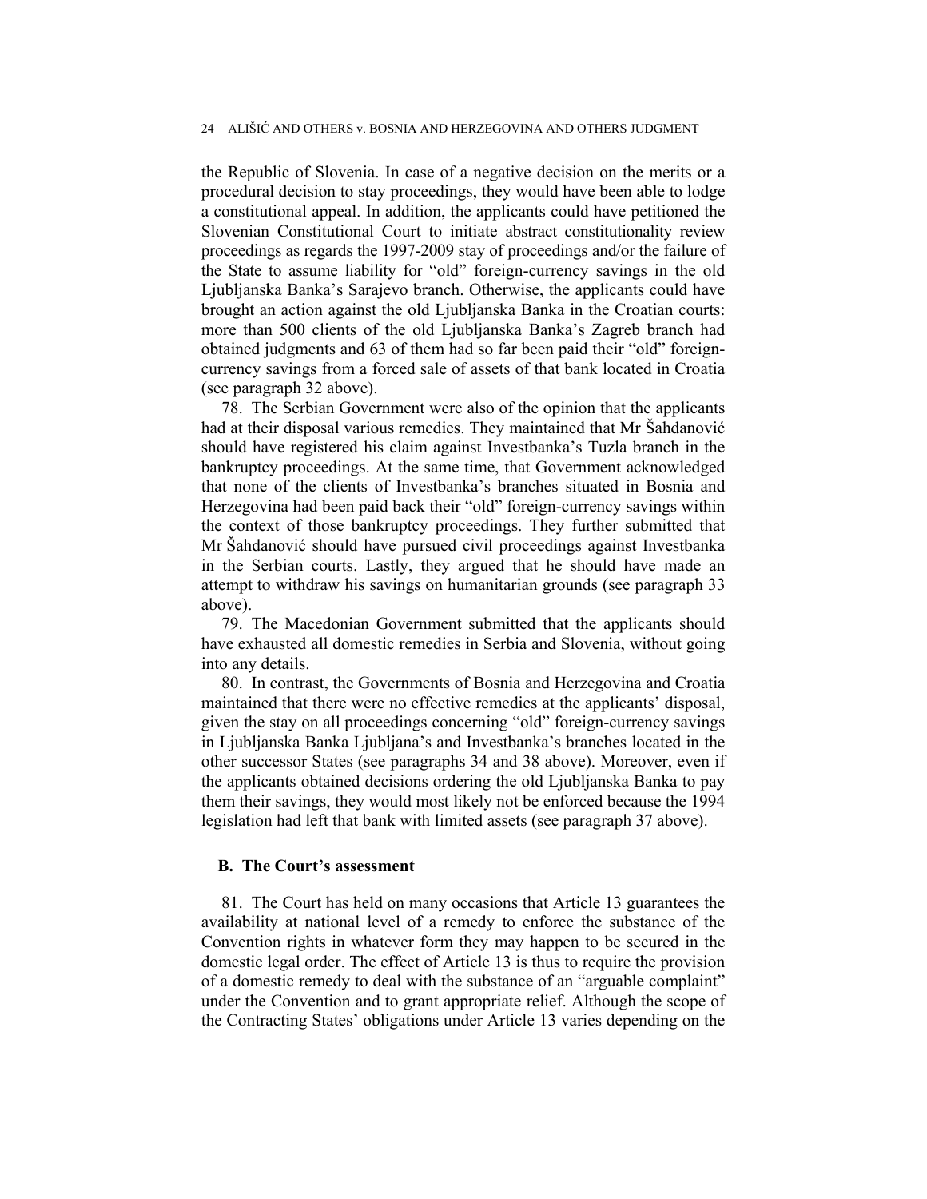the Republic of Slovenia. In case of a negative decision on the merits or a procedural decision to stay proceedings, they would have been able to lodge a constitutional appeal. In addition, the applicants could have petitioned the Slovenian Constitutional Court to initiate abstract constitutionality review proceedings as regards the 1997-2009 stay of proceedings and/or the failure of the State to assume liability for "old" foreign-currency savings in the old Ljubljanska Banka's Sarajevo branch. Otherwise, the applicants could have brought an action against the old Ljubljanska Banka in the Croatian courts: more than 500 clients of the old Ljubljanska Banka's Zagreb branch had obtained judgments and 63 of them had so far been paid their "old" foreign-currency savings from a forced sale of assets of that bank located in Croatia (see paragraph 32 above).

78. The Serbian Government were also of the opinion that the applicants had at their disposal various remedies. They maintained that Mr Šahdanović should have registered his claim against Investbanka's Tuzla branch in the bankruptcy proceedings. At the same time, that Government acknowledged that none of the clients of Investbanka's branches situated in Bosnia and Herzegovina had been paid back their "old" foreign-currency savings within the context of those bankruptcy proceedings. They further submitted that Mr Šahdanović should have pursued civil proceedings against Investbanka in the Serbian courts. Lastly, they argued that he should have made an attempt to withdraw his savings on humanitarian grounds (see paragraph 33 above).

79. The Macedonian Government submitted that the applicants should have exhausted all domestic remedies in Serbia and Slovenia, without going into any details.

80. In contrast, the Governments of Bosnia and Herzegovina and Croatia maintained that there were no effective remedies at the applicants' disposal, given the stay on all proceedings concerning "old" foreign-currency savings in Ljubljanska Banka Ljubljana's and Investbanka's branches located in the other successor States (see paragraphs 34 and 38 above). Moreover, even if the applicants obtained decisions ordering the old Ljubljanska Banka to pay them their savings, they would most likely not be enforced because the 1994 legislation had left that bank with limited assets (see paragraph 37 above).

### B. The Court's assessment

81. The Court has held on many occasions that Article 13 guarantees the availability at national level of a remedy to enforce the substance of the Convention rights in whatever form they may happen to be secured in the domestic legal order. The effect of Article 13 is thus to require the provision of a domestic remedy to deal with the substance of an "arguable complaint" under the Convention and to grant appropriate relief. Although the scope of the Contracting States' obligations under Article 13 varies depending on the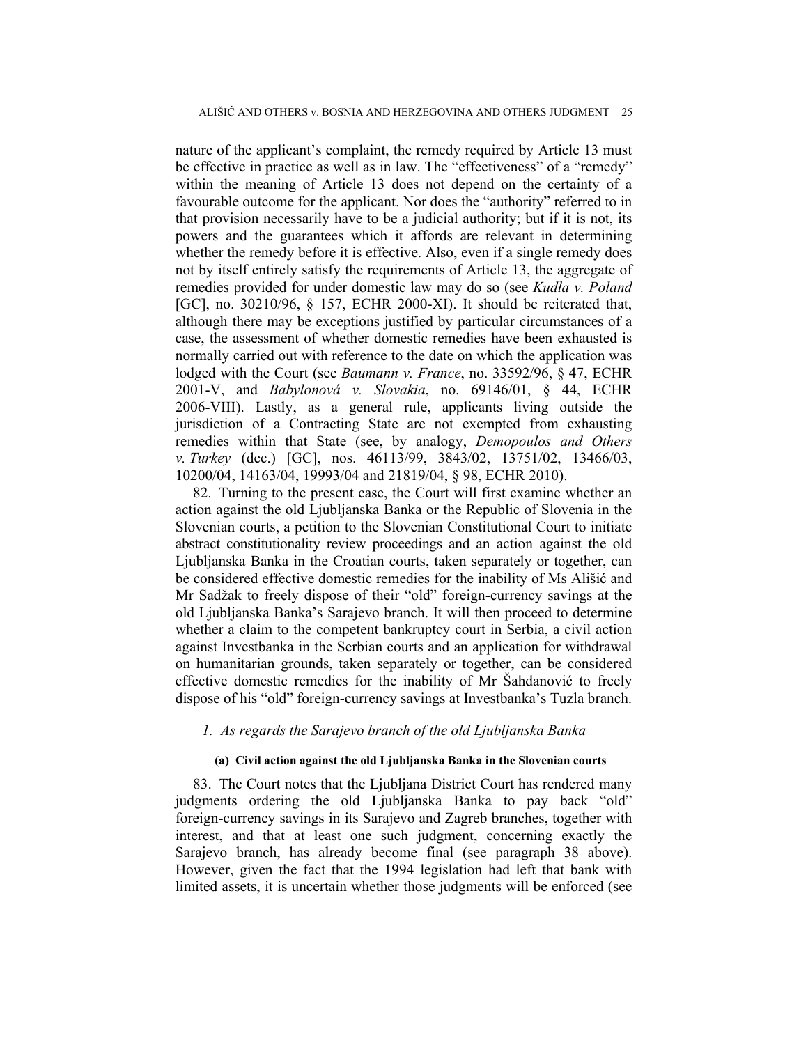nature of the applicant's complaint, the remedy required by Article 13 must be effective in practice as well as in law. The "effectiveness" of a "remedy" within the meaning of Article 13 does not depend on the certainty of a favourable outcome for the applicant. Nor does the "authority" referred to in that provision necessarily have to be a judicial authority; but if it is not, its powers and the guarantees which it affords are relevant in determining whether the remedy before it is effective. Also, even if a single remedy does not by itself entirely satisfy the requirements of Article 13, the aggregate of remedies provided for under domestic law may do so (see *Kudła v. Poland* [GC], no. 30210/96, § 157, ECHR 2000-XI). It should be reiterated that, although there may be exceptions justified by particular circumstances of a case, the assessment of whether domestic remedies have been exhausted is normally carried out with reference to the date on which the application was lodged with the Court (see *Baumann v. France*, no. 33592/96, § 47, ECHR 2001-V, and *Babylonová v. Slovakia*, no. 69146/01, § 44, ECHR 2006-VIII). Lastly, as a general rule, applicants living outside the jurisdiction of a Contracting State are not exempted from exhausting remedies within that State (see, by analogy, *Demopoulos and Others v. Turkey* (dec.) [GC], nos. 46113/99, 3843/02, 13751/02, 13466/03, 10200/04, 14163/04, 19993/04 and 21819/04, § 98, ECHR 2010).

82. Turning to the present case, the Court will first examine whether an action against the old Ljubljanska Banka or the Republic of Slovenia in the Slovenian courts, a petition to the Slovenian Constitutional Court to initiate abstract constitutionality review proceedings and an action against the old Ljubljanska Banka in the Croatian courts, taken separately or together, can be considered effective domestic remedies for the inability of Ms Ališić and Mr Sadžak to freely dispose of their "old" foreign-currency savings at the old Ljubljanska Banka's Sarajevo branch. It will then proceed to determine whether a claim to the competent bankruptcy court in Serbia, a civil action against Investbanka in the Serbian courts and an application for withdrawal on humanitarian grounds, taken separately or together, can be considered effective domestic remedies for the inability of Mr Šahdanović to freely dispose of his "old" foreign-currency savings at Investbanka's Tuzla branch.

### *1. As regards the Sarajevo branch of the old Ljubljanska Banka*

#### **(a) Civil action against the old Ljubljanska Banka in the Slovenian courts**

83. The Court notes that the Ljubljana District Court has rendered many judgments ordering the old Ljubljanska Banka to pay back "old" foreign-currency savings in its Sarajevo and Zagreb branches, together with interest, and that at least one such judgment, concerning exactly the Sarajevo branch, has already become final (see paragraph 38 above). However, given the fact that the 1994 legislation had left that bank with limited assets, it is uncertain whether those judgments will be enforced (see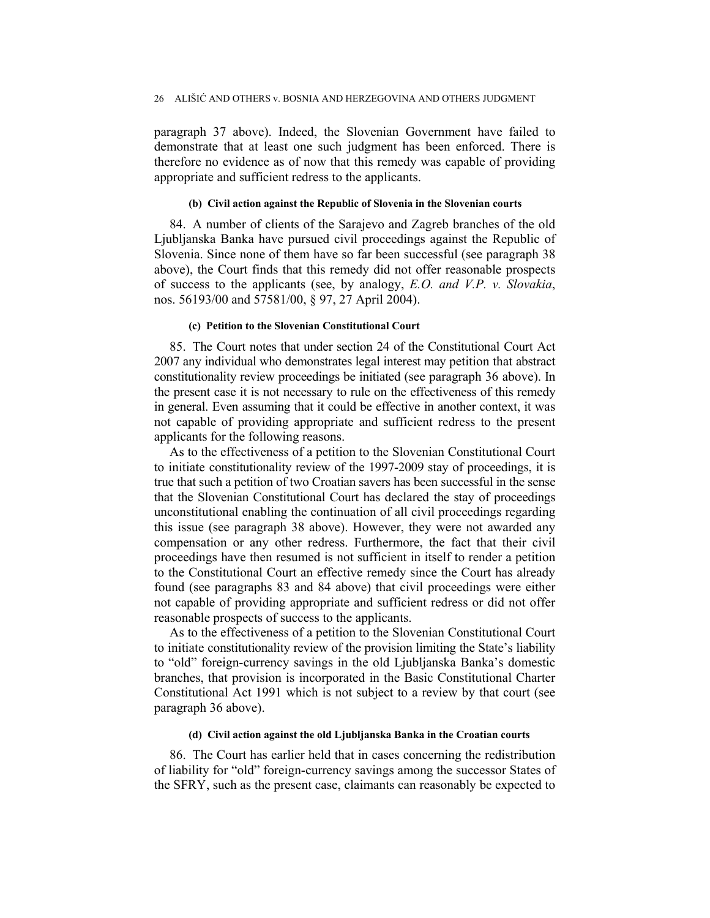paragraph 37 above). Indeed, the Slovenian Government have failed to demonstrate that at least one such judgment has been enforced. There is therefore no evidence as of now that this remedy was capable of providing appropriate and sufficient redress to the applicants.

#### (b) Civil action against the Republic of Slovenia in the Slovenian courts

84. A number of clients of the Sarajevo and Zagreb branches of the old Ljubljanska Banka have pursued civil proceedings against the Republic of Slovenia. Since none of them have so far been successful (see paragraph 38 above), the Court finds that this remedy did not offer reasonable prospects of success to the applicants (see, by analogy, *E.O. and V.P. v. Slovakia*, nos. 56193/00 and 57581/00, § 97, 27 April 2004).

#### (c) Petition to the Slovenian Constitutional Court

85. The Court notes that under section 24 of the Constitutional Court Act 2007 any individual who demonstrates legal interest may petition that abstract constitutionality review proceedings be initiated (see paragraph 36 above). In the present case it is not necessary to rule on the effectiveness of this remedy in general. Even assuming that it could be effective in another context, it was not capable of providing appropriate and sufficient redress to the present applicants for the following reasons.

As to the effectiveness of a petition to the Slovenian Constitutional Court to initiate constitutionality review of the 1997-2009 stay of proceedings, it is true that such a petition of two Croatian savers has been successful in the sense that the Slovenian Constitutional Court has declared the stay of proceedings unconstitutional enabling the continuation of all civil proceedings regarding this issue (see paragraph 38 above). However, they were not awarded any compensation or any other redress. Furthermore, the fact that their civil proceedings have then resumed is not sufficient in itself to render a petition to the Constitutional Court an effective remedy since the Court has already found (see paragraphs 83 and 84 above) that civil proceedings were either not capable of providing appropriate and sufficient redress or did not offer reasonable prospects of success to the applicants.

As to the effectiveness of a petition to the Slovenian Constitutional Court to initiate constitutionality review of the provision limiting the State's liability to "old" foreign-currency savings in the old Ljubljanska Banka's domestic branches, that provision is incorporated in the Basic Constitutional Charter Constitutional Act 1991 which is not subject to a review by that court (see paragraph 36 above).

#### (d) Civil action against the old Ljubljanska Banka in the Croatian courts

86. The Court has earlier held that in cases concerning the redistribution of liability for "old" foreign-currency savings among the successor States of the SFRY, such as the present case, claimants can reasonably be expected to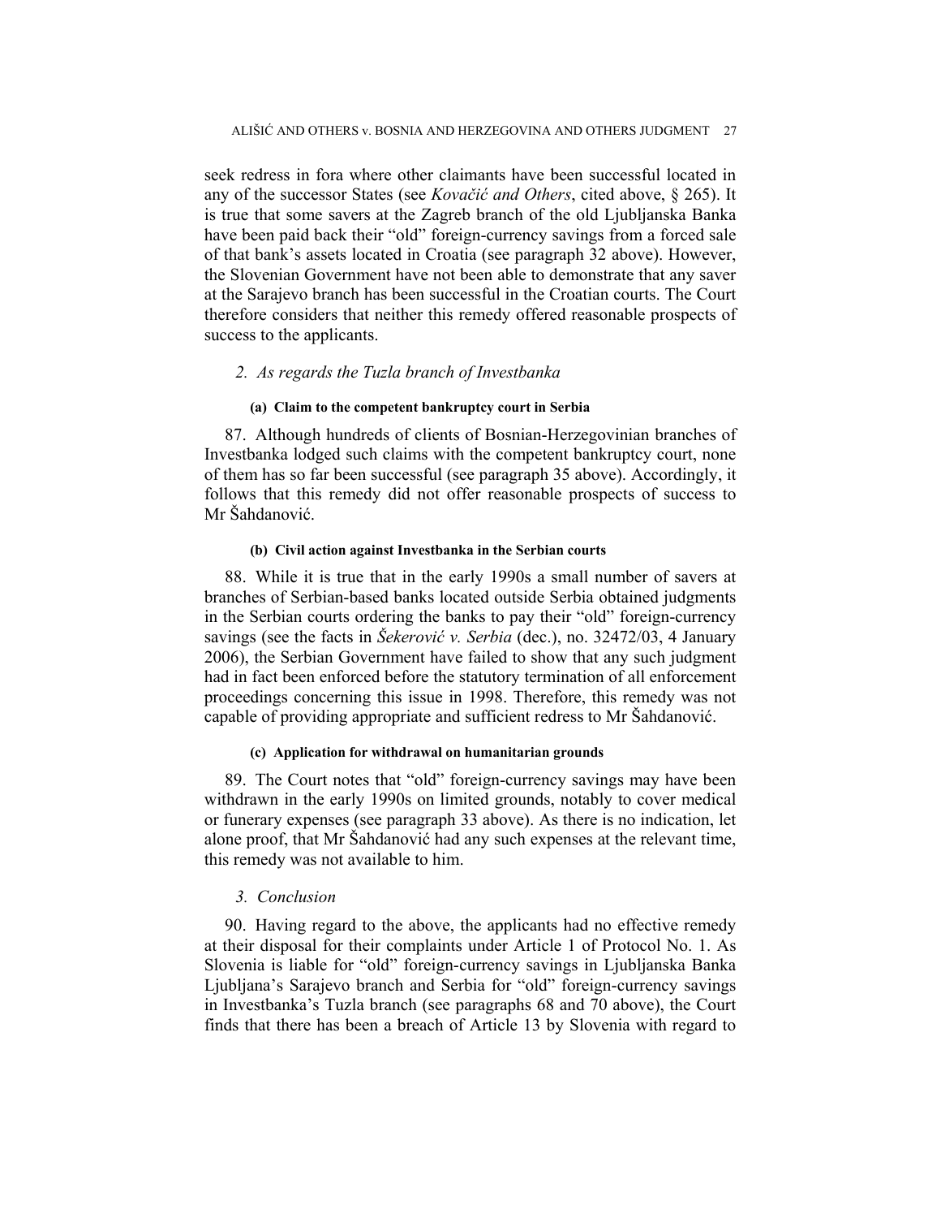seek redress in fora where other claimants have been successful located in any of the successor States (see *Kovačić and Others*, cited above, § 265). It is true that some savers at the Zagreb branch of the old Ljubljanska Banka have been paid back their "old" foreign-currency savings from a forced sale of that bank's assets located in Croatia (see paragraph 32 above). However, the Slovenian Government have not been able to demonstrate that any saver at the Sarajevo branch has been successful in the Croatian courts. The Court therefore considers that neither this remedy offered reasonable prospects of success to the applicants.

### *2. As regards the Tuzla branch of Investbanka*

#### (a) Claim to the competent bankruptcy court in Serbia

87. Although hundreds of clients of Bosnian-Herzegovinian branches of Investbanka lodged such claims with the competent bankruptcy court, none of them has so far been successful (see paragraph 35 above). Accordingly, it follows that this remedy did not offer reasonable prospects of success to Mr Šahdanović.

#### (b) Civil action against Investbanka in the Serbian courts

88. While it is true that in the early 1990s a small number of savers at branches of Serbian-based banks located outside Serbia obtained judgments in the Serbian courts ordering the banks to pay their "old" foreign-currency savings (see the facts in *Šekerović v. Serbia* (dec.), no. 32472/03, 4 January 2006), the Serbian Government have failed to show that any such judgment had in fact been enforced before the statutory termination of all enforcement proceedings concerning this issue in 1998. Therefore, this remedy was not capable of providing appropriate and sufficient redress to Mr Šahdanović.

#### (c) Application for withdrawal on humanitarian grounds

89. The Court notes that "old" foreign-currency savings may have been withdrawn in the early 1990s on limited grounds, notably to cover medical or funerary expenses (see paragraph 33 above). As there is no indication, let alone proof, that Mr Šahdanović had any such expenses at the relevant time, this remedy was not available to him.

### *3. Conclusion*

90. Having regard to the above, the applicants had no effective remedy at their disposal for their complaints under Article 1 of Protocol No. 1. As Slovenia is liable for "old" foreign-currency savings in Ljubljanska Banka Ljubljana's Sarajevo branch and Serbia for "old" foreign-currency savings in Investbanka's Tuzla branch (see paragraphs 68 and 70 above), the Court finds that there has been a breach of Article 13 by Slovenia with regard to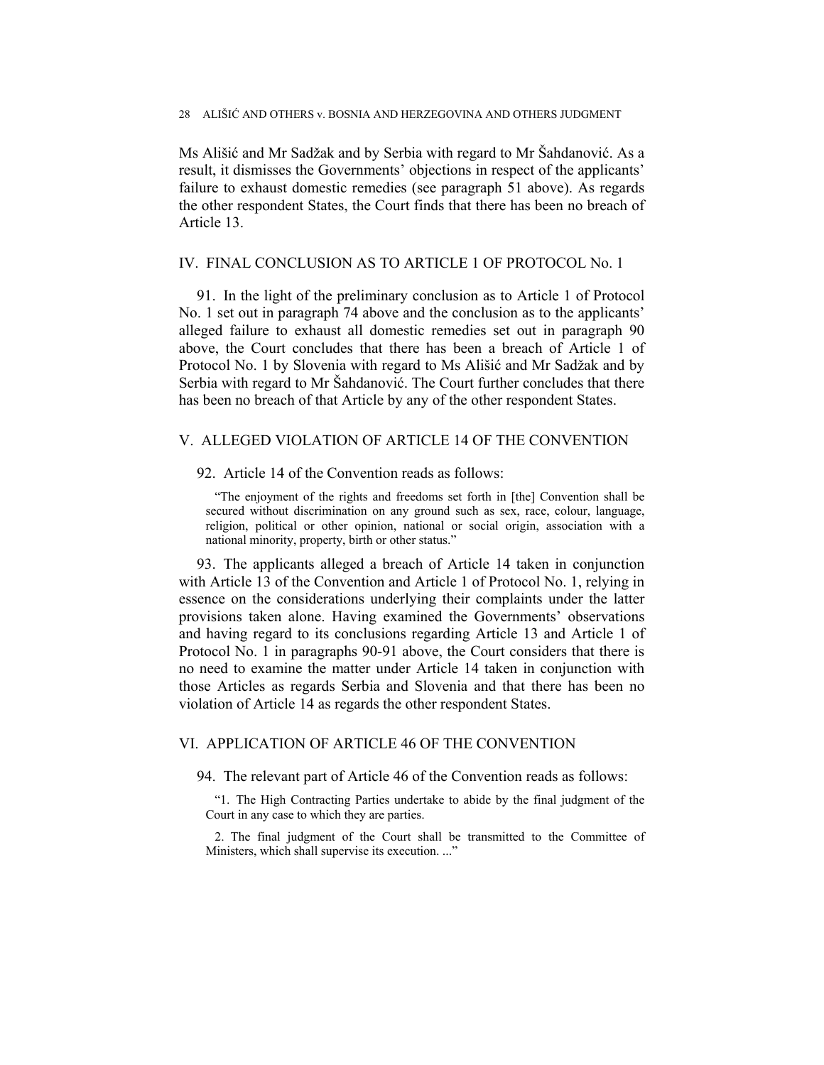Ms Ališić and Mr Sadžak and by Serbia with regard to Mr Šahdanović. As a result, it dismisses the Governments' objections in respect of the applicants' failure to exhaust domestic remedies (see paragraph 51 above). As regards the other respondent States, the Court finds that there has been no breach of Article 13.

## IV. FINAL CONCLUSION AS TO ARTICLE 1 OF PROTOCOL No. 1

91. In the light of the preliminary conclusion as to Article 1 of Protocol No. 1 set out in paragraph 74 above and the conclusion as to the applicants' alleged failure to exhaust all domestic remedies set out in paragraph 90 above, the Court concludes that there has been a breach of Article 1 of Protocol No. 1 by Slovenia with regard to Ms Ališić and Mr Sadžak and by Serbia with regard to Mr Šahdanović. The Court further concludes that there has been no breach of that Article by any of the other respondent States.

## V. ALLEGED VIOLATION OF ARTICLE 14 OF THE CONVENTION

92. Article 14 of the Convention reads as follows:

> "The enjoyment of the rights and freedoms set forth in [the] Convention shall be secured without discrimination on any ground such as sex, race, colour, language, religion, political or other opinion, national or social origin, association with a national minority, property, birth or other status."

93. The applicants alleged a breach of Article 14 taken in conjunction with Article 13 of the Convention and Article 1 of Protocol No. 1, relying in essence on the considerations underlying their complaints under the latter provisions taken alone. Having examined the Governments' observations and having regard to its conclusions regarding Article 13 and Article 1 of Protocol No. 1 in paragraphs 90-91 above, the Court considers that there is no need to examine the matter under Article 14 taken in conjunction with those Articles as regards Serbia and Slovenia and that there has been no violation of Article 14 as regards the other respondent States.

## VI. APPLICATION OF ARTICLE 46 OF THE CONVENTION

94. The relevant part of Article 46 of the Convention reads as follows:

> "1. The High Contracting Parties undertake to abide by the final judgment of the Court in any case to which they are parties.
>
> 2. The final judgment of the Court shall be transmitted to the Committee of Ministers, which shall supervise its execution. ..."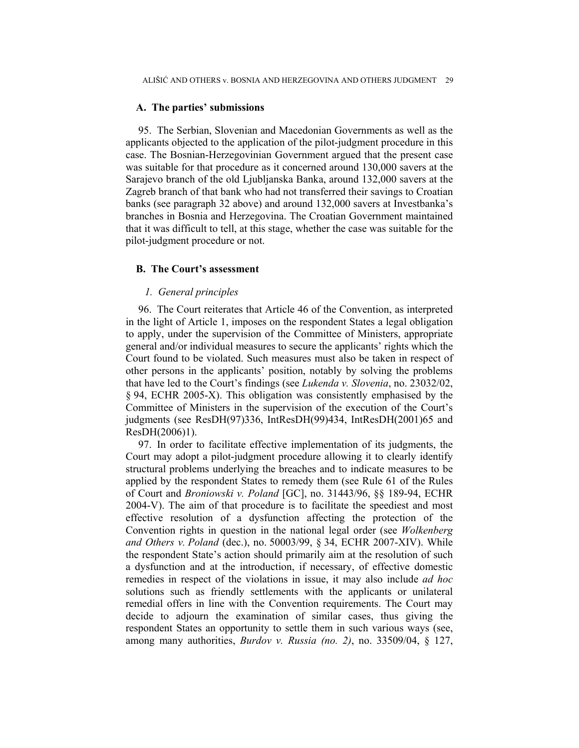### A. The parties' submissions

95. The Serbian, Slovenian and Macedonian Governments as well as the applicants objected to the application of the pilot-judgment procedure in this case. The Bosnian-Herzegovinian Government argued that the present case was suitable for that procedure as it concerned around 130,000 savers at the Sarajevo branch of the old Ljubljanska Banka, around 132,000 savers at the Zagreb branch of that bank who had not transferred their savings to Croatian banks (see paragraph 32 above) and around 132,000 savers at Investbanka's branches in Bosnia and Herzegovina. The Croatian Government maintained that it was difficult to tell, at this stage, whether the case was suitable for the pilot-judgment procedure or not.

### B. The Court's assessment

#### *1. General principles*

96. The Court reiterates that Article 46 of the Convention, as interpreted in the light of Article 1, imposes on the respondent States a legal obligation to apply, under the supervision of the Committee of Ministers, appropriate general and/or individual measures to secure the applicants' rights which the Court found to be violated. Such measures must also be taken in respect of other persons in the applicants' position, notably by solving the problems that have led to the Court's findings (see *Lukenda v. Slovenia*, no. 23032/02, § 94, ECHR 2005-X). This obligation was consistently emphasised by the Committee of Ministers in the supervision of the execution of the Court's judgments (see ResDH(97)336, IntResDH(99)434, IntResDH(2001)65 and ResDH(2006)1).

97. In order to facilitate effective implementation of its judgments, the Court may adopt a pilot-judgment procedure allowing it to clearly identify structural problems underlying the breaches and to indicate measures to be applied by the respondent States to remedy them (see Rule 61 of the Rules of Court and *Broniowski v. Poland* [GC], no. 31443/96, §§ 189-94, ECHR 2004-V). The aim of that procedure is to facilitate the speediest and most effective resolution of a dysfunction affecting the protection of the Convention rights in question in the national legal order (see *Wolkenberg and Others v. Poland* (dec.), no. 50003/99, § 34, ECHR 2007-XIV). While the respondent State's action should primarily aim at the resolution of such a dysfunction and at the introduction, if necessary, of effective domestic remedies in respect of the violations in issue, it may also include *ad hoc* solutions such as friendly settlements with the applicants or unilateral remedial offers in line with the Convention requirements. The Court may decide to adjourn the examination of similar cases, thus giving the respondent States an opportunity to settle them in such various ways (see, among many authorities, *Burdov v. Russia (no. 2)*, no. 33509/04, § 127,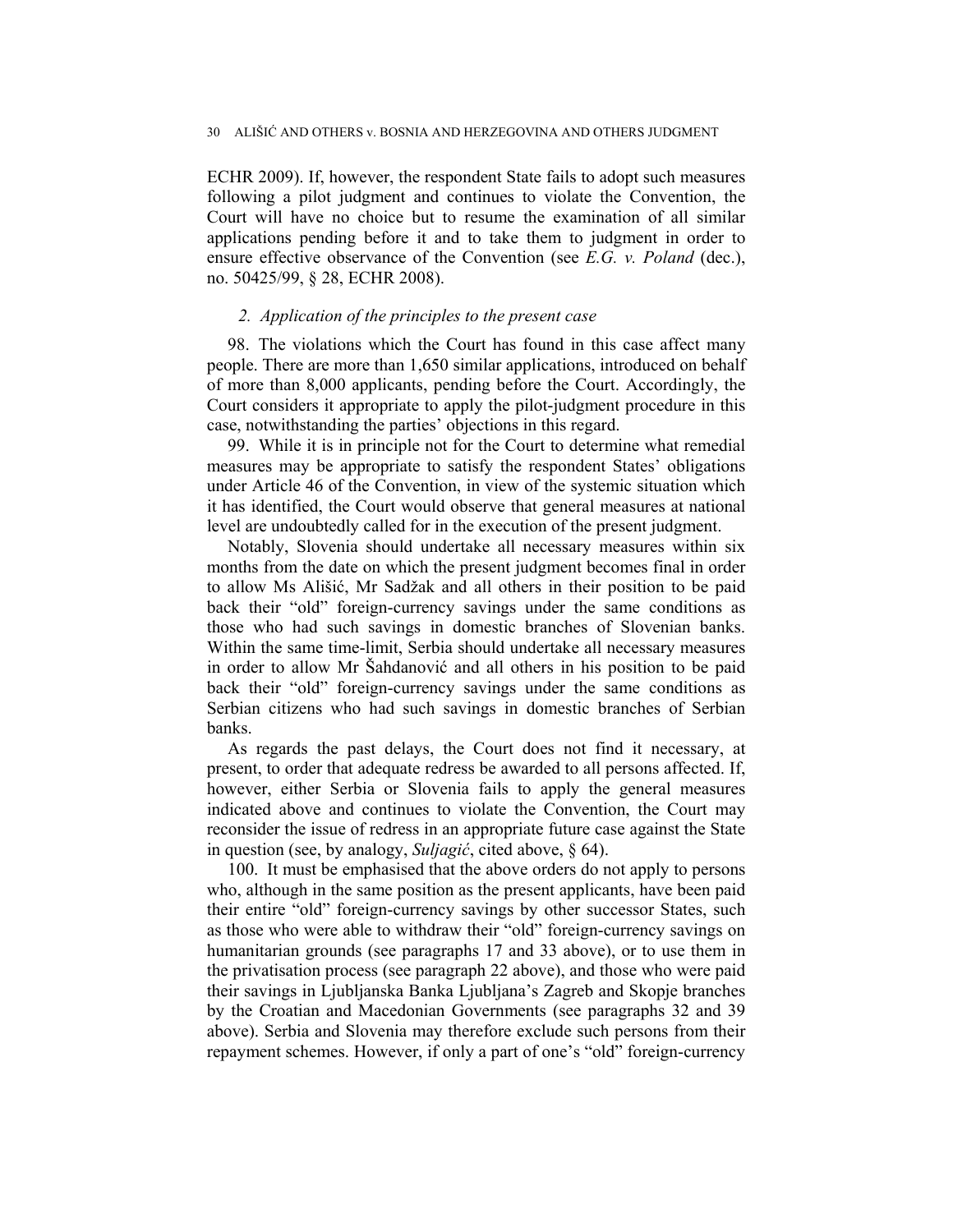ECHR 2009). If, however, the respondent State fails to adopt such measures following a pilot judgment and continues to violate the Convention, the Court will have no choice but to resume the examination of all similar applications pending before it and to take them to judgment in order to ensure effective observance of the Convention (see *E.G. v. Poland* (dec.), no. 50425/99, § 28, ECHR 2008).

### 2. Application of the principles to the present case

98. The violations which the Court has found in this case affect many people. There are more than 1,650 similar applications, introduced on behalf of more than 8,000 applicants, pending before the Court. Accordingly, the Court considers it appropriate to apply the pilot-judgment procedure in this case, notwithstanding the parties' objections in this regard.

99. While it is in principle not for the Court to determine what remedial measures may be appropriate to satisfy the respondent States' obligations under Article 46 of the Convention, in view of the systemic situation which it has identified, the Court would observe that general measures at national level are undoubtedly called for in the execution of the present judgment.

Notably, Slovenia should undertake all necessary measures within six months from the date on which the present judgment becomes final in order to allow Ms Ališić, Mr Sadžak and all others in their position to be paid back their "old" foreign-currency savings under the same conditions as those who had such savings in domestic branches of Slovenian banks. Within the same time-limit, Serbia should undertake all necessary measures in order to allow Mr Šahdanović and all others in his position to be paid back their "old" foreign-currency savings under the same conditions as Serbian citizens who had such savings in domestic branches of Serbian banks.

As regards the past delays, the Court does not find it necessary, at present, to order that adequate redress be awarded to all persons affected. If, however, either Serbia or Slovenia fails to apply the general measures indicated above and continues to violate the Convention, the Court may reconsider the issue of redress in an appropriate future case against the State in question (see, by analogy, *Suljagić*, cited above, § 64).

100. It must be emphasised that the above orders do not apply to persons who, although in the same position as the present applicants, have been paid their entire "old" foreign-currency savings by other successor States, such as those who were able to withdraw their "old" foreign-currency savings on humanitarian grounds (see paragraphs 17 and 33 above), or to use them in the privatisation process (see paragraph 22 above), and those who were paid their savings in Ljubljanska Banka Ljubljana's Zagreb and Skopje branches by the Croatian and Macedonian Governments (see paragraphs 32 and 39 above). Serbia and Slovenia may therefore exclude such persons from their repayment schemes. However, if only a part of one's "old" foreign-currency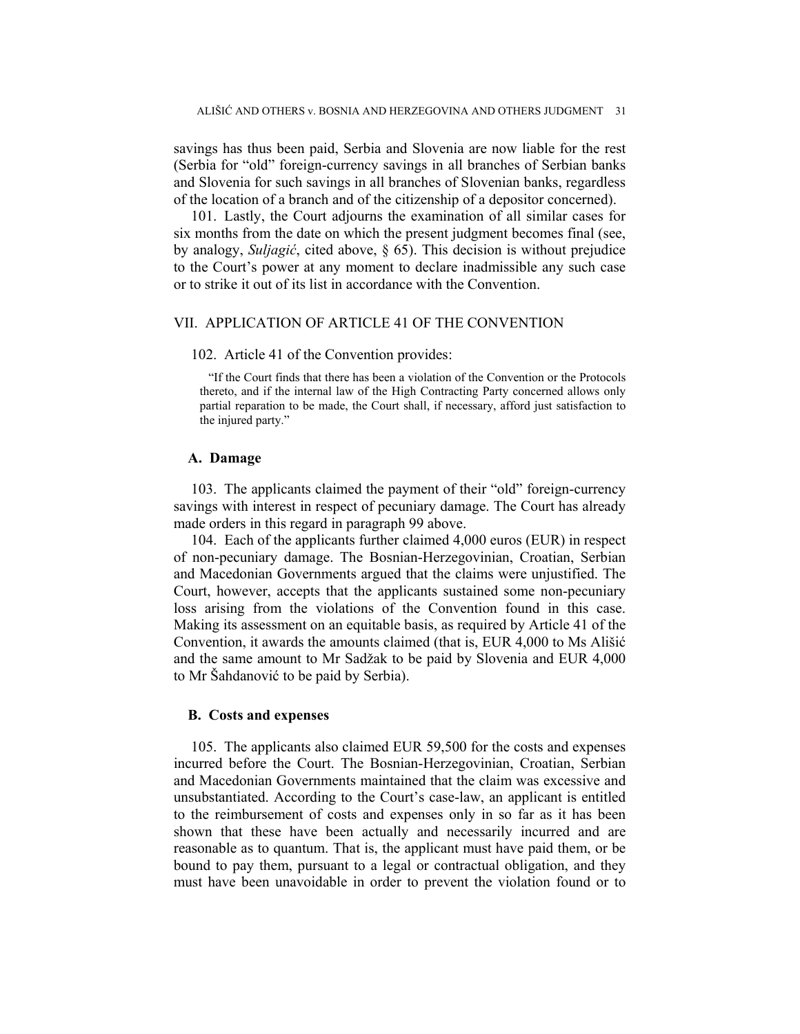savings has thus been paid, Serbia and Slovenia are now liable for the rest (Serbia for "old" foreign-currency savings in all branches of Serbian banks and Slovenia for such savings in all branches of Slovenian banks, regardless of the location of a branch and of the citizenship of a depositor concerned).

101. Lastly, the Court adjourns the examination of all similar cases for six months from the date on which the present judgment becomes final (see, by analogy, *Suljagić*, cited above, § 65). This decision is without prejudice to the Court's power at any moment to declare inadmissible any such case or to strike it out of its list in accordance with the Convention.

## VII. APPLICATION OF ARTICLE 41 OF THE CONVENTION

102. Article 41 of the Convention provides:

> "If the Court finds that there has been a violation of the Convention or the Protocols thereto, and if the internal law of the High Contracting Party concerned allows only partial reparation to be made, the Court shall, if necessary, afford just satisfaction to the injured party."

### A. Damage

103. The applicants claimed the payment of their "old" foreign-currency savings with interest in respect of pecuniary damage. The Court has already made orders in this regard in paragraph 99 above.

104. Each of the applicants further claimed 4,000 euros (EUR) in respect of non-pecuniary damage. The Bosnian-Herzegovinian, Croatian, Serbian and Macedonian Governments argued that the claims were unjustified. The Court, however, accepts that the applicants sustained some non-pecuniary loss arising from the violations of the Convention found in this case. Making its assessment on an equitable basis, as required by Article 41 of the Convention, it awards the amounts claimed (that is, EUR 4,000 to Ms Ališić and the same amount to Mr Sadžak to be paid by Slovenia and EUR 4,000 to Mr Šahdanović to be paid by Serbia).

### B. Costs and expenses

105. The applicants also claimed EUR 59,500 for the costs and expenses incurred before the Court. The Bosnian-Herzegovinian, Croatian, Serbian and Macedonian Governments maintained that the claim was excessive and unsubstantiated. According to the Court's case-law, an applicant is entitled to the reimbursement of costs and expenses only in so far as it has been shown that these have been actually and necessarily incurred and are reasonable as to quantum. That is, the applicant must have paid them, or be bound to pay them, pursuant to a legal or contractual obligation, and they must have been unavoidable in order to prevent the violation found or to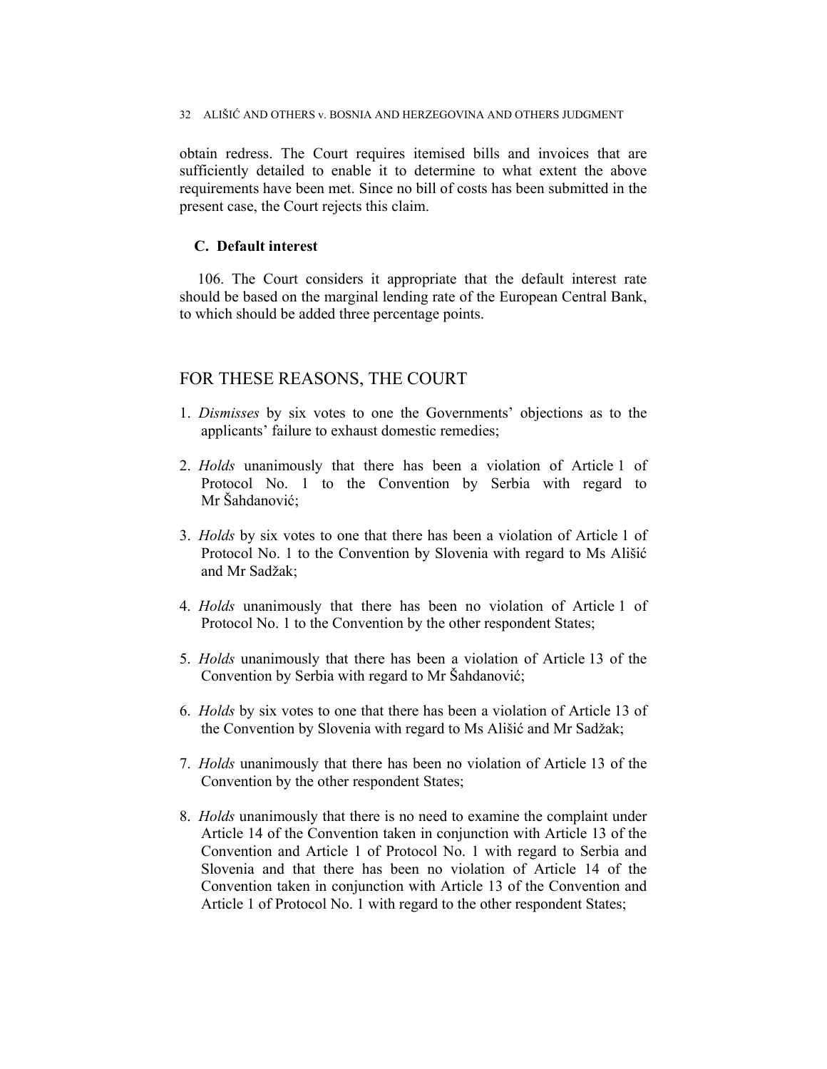obtain redress. The Court requires itemised bills and invoices that are sufficiently detailed to enable it to determine to what extent the above requirements have been met. Since no bill of costs has been submitted in the present case, the Court rejects this claim.

### C. Default interest

106. The Court considers it appropriate that the default interest rate should be based on the marginal lending rate of the European Central Bank, to which should be added three percentage points.

## FOR THESE REASONS, THE COURT

1. *Dismisses* by six votes to one the Governments' objections as to the applicants' failure to exhaust domestic remedies;

2. *Holds* unanimously that there has been a violation of Article 1 of Protocol No. 1 to the Convention by Serbia with regard to Mr Šahdanović;

3. *Holds* by six votes to one that there has been a violation of Article 1 of Protocol No. 1 to the Convention by Slovenia with regard to Ms For Ališić and Mr Sadžak;

4. *Holds* unanimously that there has been no violation of Article 1 of Protocol No. 1 to the Convention by the other respondent States;

5. *Holds* unanimously that there has been a violation of Article 13 of the Convention by Serbia with regard to Mr Šahdanović;

6. *Holds* by six votes to one that there has been a violation of Article 13 of the Convention by Slovenia with regard to Ms Ališić and Mr Sadžak;

7. *Holds* unanimously that there has been no violation of Article 13 of the Convention by the other respondent States;

8. *Holds* unanimously that there is no need to examine the complaint under Article 14 of the Convention taken in conjunction with Article 13 of the Convention and Article 1 of Protocol No. 1 with regard to Serbia and Slovenia and that there has been no violation of Article 14 of the Convention taken in conjunction with Article 13 of the Convention and Article 1 of Protocol No. 1 with regard to the other respondent States;

obtain redress. The Court requires itemised bills and invoices that are sufficiently detailed to enable it to determine to what extent the above requirements have been met. Since no bill of costs has been submitted in the present case, the Court rejects this claim.

### C. Default interest

106. The Court considers it appropriate that the default interest rate should be based on the marginal lending rate of the European Central Bank, to which should be added three percentage points.

## FOR THESE REASONS, THE COURT

1. *Dismisses* by six votes to one the Governments' objections as to the applicants' failure to exhaust domestic remedies;

2. *Holds* unanimously that there has been a violation of Article 1 of Protocol No. 1 to the Convention by Serbia with regard to Mr Šahdanović;

3. *Holds* by six votes to one that there has been a violation of Article 1 of Protocol No. 1 to the Convention by Slovenia with regard to Ms Ališić and Mr Sadžak;

4. *Holds* unanimously that there has been no violation of Article 1 of Protocol No. 1 to the Convention by the other respondent States;

5. *Holds* unanimously that there has been a violation of Article 13 of the Convention by Serbia with regard to Mr Šahdanović;

6. *Holds* by six votes to one that there has been a violation of Article 13 of the Convention by Slovenia with regard to Ms Ališić and Mr Sadžak;

7. *Holds* unanimously that there has been no violation of Article 13 of the Convention by the other respondent States;

8. *Holds* unanimously that there is no need to examine the complaint under Article 14 of the Convention taken in conjunction with Article 13 of the Convention and Article 1 of Protocol No. 1 with regard to Serbia and Slovenia and that there has been no violation of Article 14 of the Convention taken in conjunction with Article 13 of the Convention and Article 1 of Protocol No. 1 with regard to the other respondent States;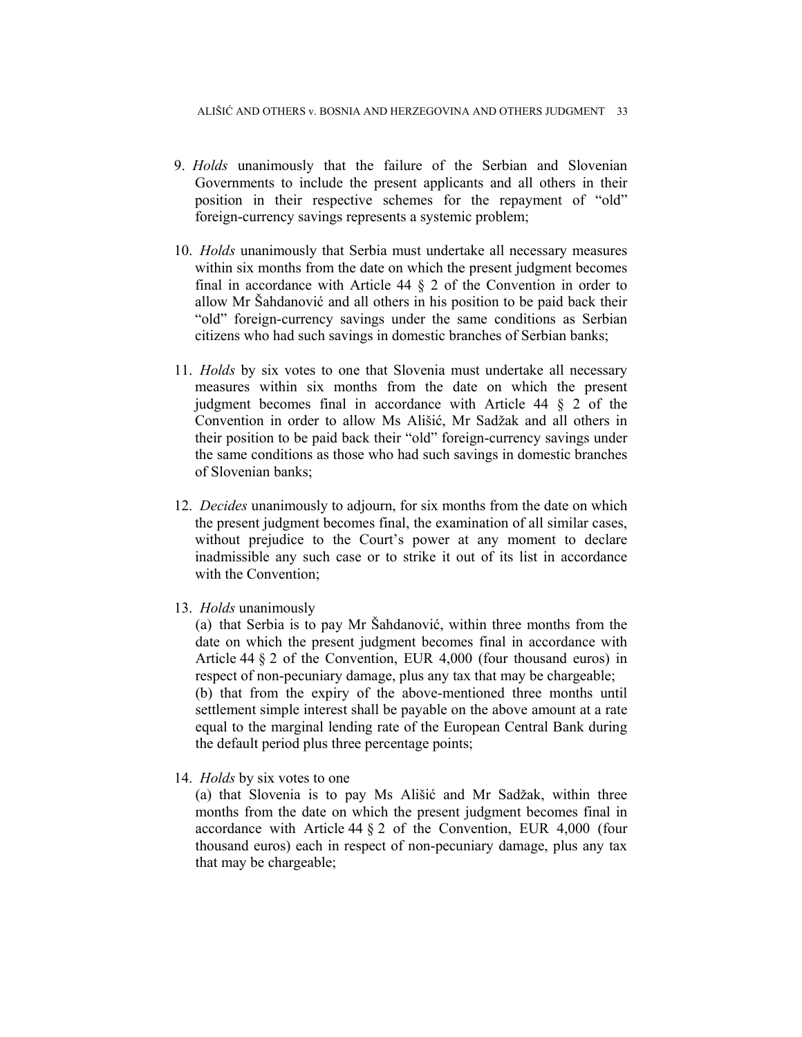9. *Holds* unanimously that the failure of the Serbian and Slovenian Governments to include the present applicants and all others in their position in their respective schemes for the repayment of "old" foreign-currency savings represents a systemic problem;

10. *Holds* unanimously that Serbia must undertake all necessary measures within six months from the date on which the present judgment becomes final in accordance with Article 44 § 2 of the Convention in order to allow Mr Šahdanović and all others in his position to be paid back their "old" foreign-currency savings under the same conditions as Serbian citizens who had such savings in domestic branches of Serbian banks;

11. *Holds* by six votes to one that Slovenia must undertake all necessary measures within six months from the date on which the present judgment becomes final in accordance with Article 44 § 2 of the Convention in order to allow Ms Ališić, Mr Sadžak and all others in their position to be paid back their "old" foreign-currency savings under the same conditions as those who had such savings in domestic branches of Slovenian banks;

12. *Decides* unanimously to adjourn, for six months from the date on which the present judgment becomes final, the examination of all similar cases, without prejudice to the Court's power at any moment to declare inadmissible any such case or to strike it out of its list in accordance with the Convention;

13. *Holds* unanimously

(a) that Serbia is to pay Mr Šahdanović, within three months from the date on which the present judgment becomes final in accordance with Article 44 § 2 of the Convention, EUR 4,000 (four thousand euros) in respect of non-pecuniary damage, plus any tax that may be chargeable;

(b) that from the expiry of the above-mentioned three months until settlement simple interest shall be payable on the above amount at a rate equal to the marginal lending rate of the European Central Bank during the default period plus three percentage points;

14. *Holds* by six votes to one

(a) that Slovenia is to pay Ms Ališić and Mr Sadžak, within three months from the date on which the present judgment becomes final in accordance with Article 44 § 2 of the Convention, EUR 4,000 (four thousand euros) each in respect of non-pecuniary damage, plus any tax that may be chargeable;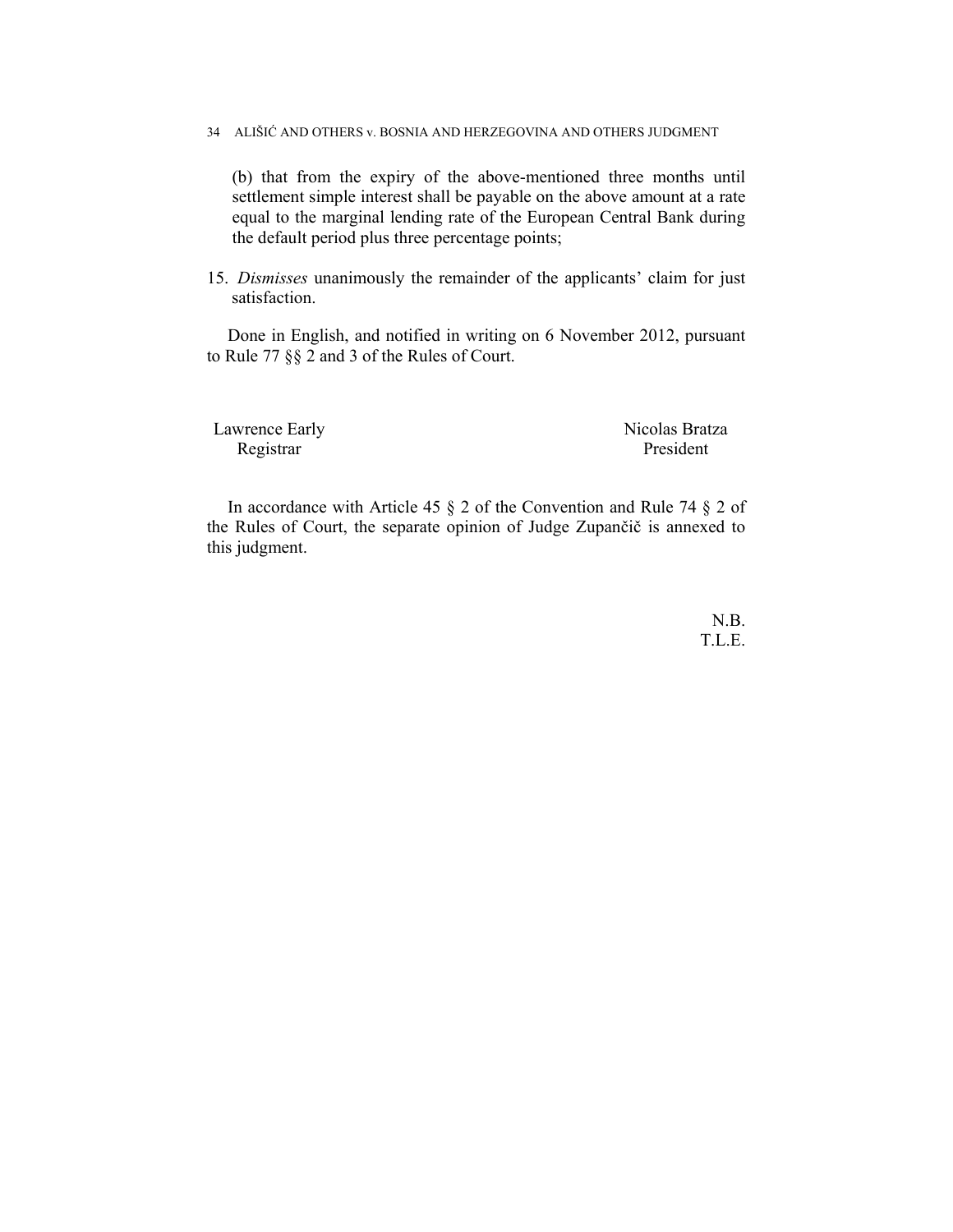(b) that from the expiry of the above-mentioned three months until settlement simple interest shall be payable on the above amount at a rate equal to the marginal lending rate of the European Central Bank during the default period plus three percentage points;

15. *Dismisses* unanimously the remainder of the applicants' claim for just satisfaction.

Done in English, and notified in writing on 6 November 2012, pursuant to Rule 77 §§ 2 and 3 of the Rules of Court.

Lawrence Early
Registrar

Nicolas Bratza
President

In accordance with Article 45 § 2 of the Convention and Rule 74 § 2 of the Rules of Court, the separate opinion of Judge Zupančič is annexed to this judgment.

N.B.
T.L.E.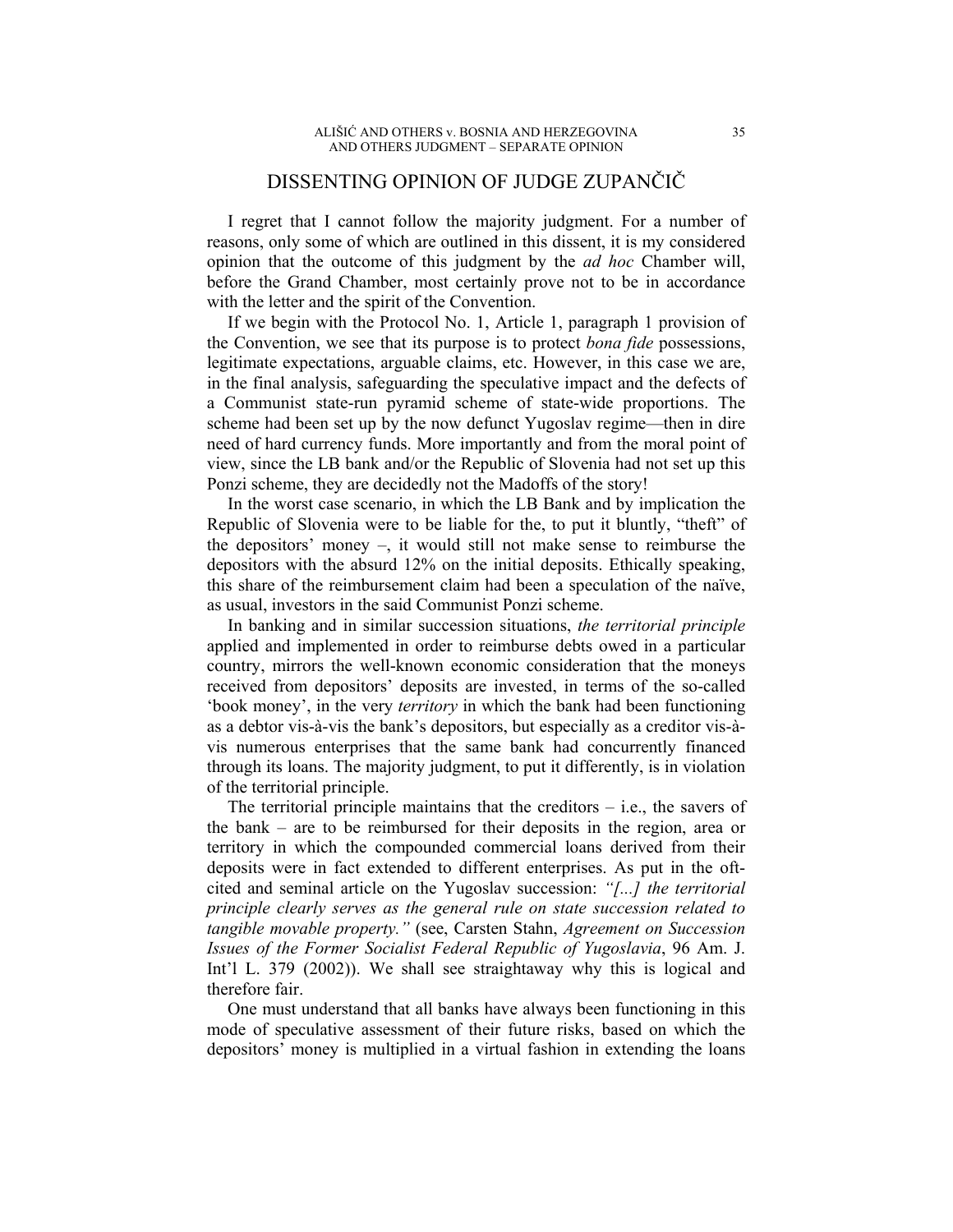# DISSENTING OPINION OF JUDGE ZUPANČIČ

I regret that I cannot follow the majority judgment. For a number of reasons, only some of which are outlined in this dissent, it is my considered opinion that the outcome of this judgment by the *ad hoc* Chamber will, before the Grand Chamber, most certainly prove not to be in accordance with the letter and the spirit of the Convention.

If we begin with the Protocol No. 1, Article 1, paragraph 1 provision of the Convention, we see that its purpose is to protect *bona fide* possessions, legitimate expectations, arguable claims, etc. However, in this case we are, in the final analysis, safeguarding the speculative impact and the defects of a Communist state-run pyramid scheme of state-wide proportions. The scheme had been set up by the now defunct Yugoslav regime—then in dire need of hard currency funds. More importantly and from the moral point of view, since the LB bank and/or the Republic of Slovenia had not set up this Ponzi scheme, they are decidedly not the Madoffs of the story!

In the worst case scenario, in which the LB Bank and by implication the Republic of Slovenia were to be liable for the, to put it bluntly, "theft" of the depositors' money –, it would still not make sense to reimburse the depositors with the absurd 12% on the initial deposits. Ethically speaking, this share of the reimbursement claim had been a speculation of the naïve, as usual, investors in the said Communist Ponzi scheme.

In banking and in similar succession situations, *the territorial principle* applied and implemented in order to reimburse debts owed in a particular country, mirrors the well-known economic consideration that the moneys received from depositors' deposits are invested, in terms of the so-called 'book money', in the very *territory* in which the bank had been functioning as a debtor vis-à-vis the bank's depositors, but especially as a creditor vis-à-vis numerous enterprises that the same bank had concurrently financed through its loans. The majority judgment, to put it differently, is in violation of the territorial principle.

The territorial principle maintains that the creditors – i.e., the savers of the bank – are to be reimbursed for their deposits in the region, area or territory in which the compounded commercial loans derived from their deposits were in fact extended to different enterprises. As put in the oft-cited and seminal article on the Yugoslav succession: *"[...] the territorial principle clearly serves as the general rule on state succession related to tangible movable property."* (see, Carsten Stahn, *Agreement on Succession Issues of the Former Socialist Federal Republic of Yugoslavia*, 96 Am. J. Int'l L. 379 (2002)). We shall see straightaway why this is logical and therefore fair.

One must understand that all banks have always been functioning in this mode of speculative assessment of their future risks, based on which the depositors' money is multiplied in a virtual fashion in extending the loans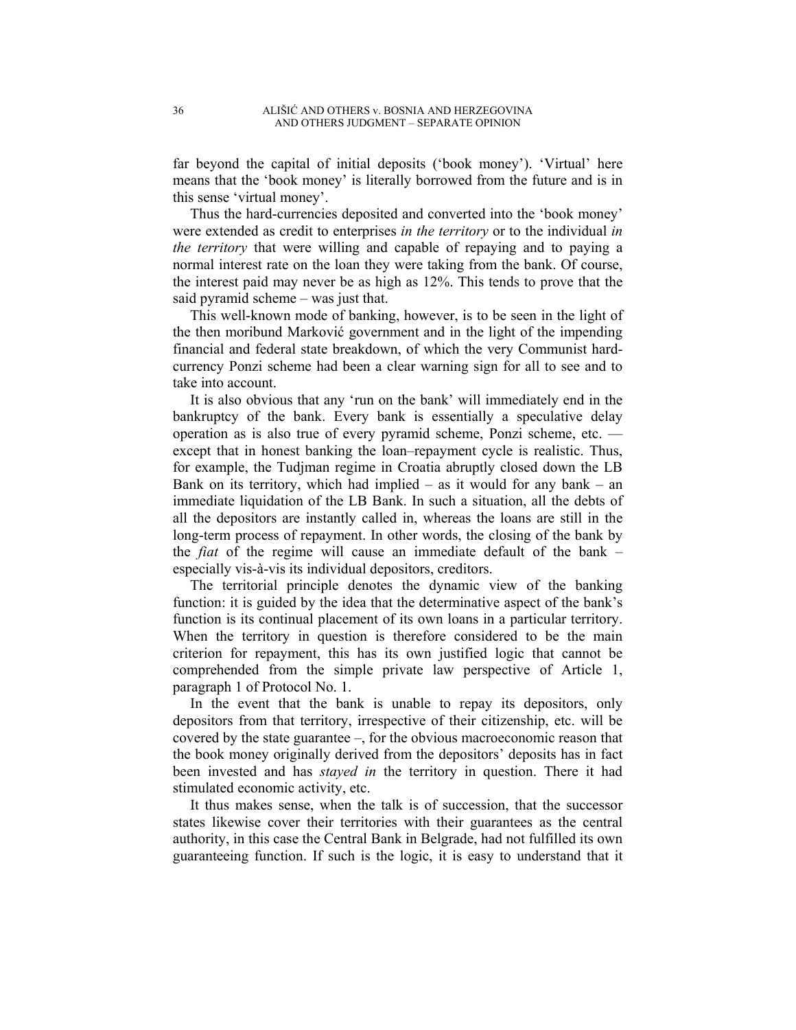far beyond the capital of initial deposits ('book money'). 'Virtual' here means that the 'book money' is literally borrowed from the future and is in this sense 'virtual money'.

Thus the hard-currencies deposited and converted into the 'book money' were extended as credit to enterprises *in the territory* or to the individual *in the territory* that were willing and capable of repaying and to paying a normal interest rate on the loan they were taking from the bank. Of course, the interest paid may never be as high as 12%. This tends to prove that the said pyramid scheme – was just that.

This well-known mode of banking, however, is to be seen in the light of the then moribund Marković government and in the light of the impending financial and federal state breakdown, of which the very Communist hard-currency Ponzi scheme had been a clear warning sign for all to see and to take into account.

It is also obvious that any 'run on the bank' will immediately end in the bankruptcy of the bank. Every bank is essentially a speculative delay operation as is also true of every pyramid scheme, Ponzi scheme, etc. — except that in honest banking the loan–repayment cycle is realistic. Thus, for example, the Tudjman regime in Croatia abruptly closed down the LB Bank on its territory, which had implied – as it would for any bank – an immediate liquidation of the LB Bank. In such a situation, all the debts of all the depositors are instantly called in, whereas the loans are still in the long-term process of repayment. In other words, the closing of the bank by the *fiat* of the regime will cause an immediate default of the bank – especially vis-à-vis its individual depositors, creditors.

The territorial principle denotes the dynamic view of the banking function: it is guided by the idea that the determinative aspect of the bank's function is its continual placement of its own loans in a particular territory. When the territory in question is therefore considered to be the main criterion for repayment, this has its own justified logic that cannot be comprehended from the simple private law perspective of Article 1, paragraph 1 of Protocol No. 1.

In the event that the bank is unable to repay its depositors, only depositors from that territory, irrespective of their citizenship, etc. will be covered by the state guarantee –, for the obvious macroeconomic reason that the book money originally derived from the depositors' deposits has in fact been invested and has *stayed in* the territory in question. There it had stimulated economic activity, etc.

It thus makes sense, when the talk is of succession, that the successor states likewise cover their territories with their guarantees as the central authority, in this case the Central Bank in Belgrade, had not fulfilled its own guaranteeing function. If such is the logic, it is easy to understand that it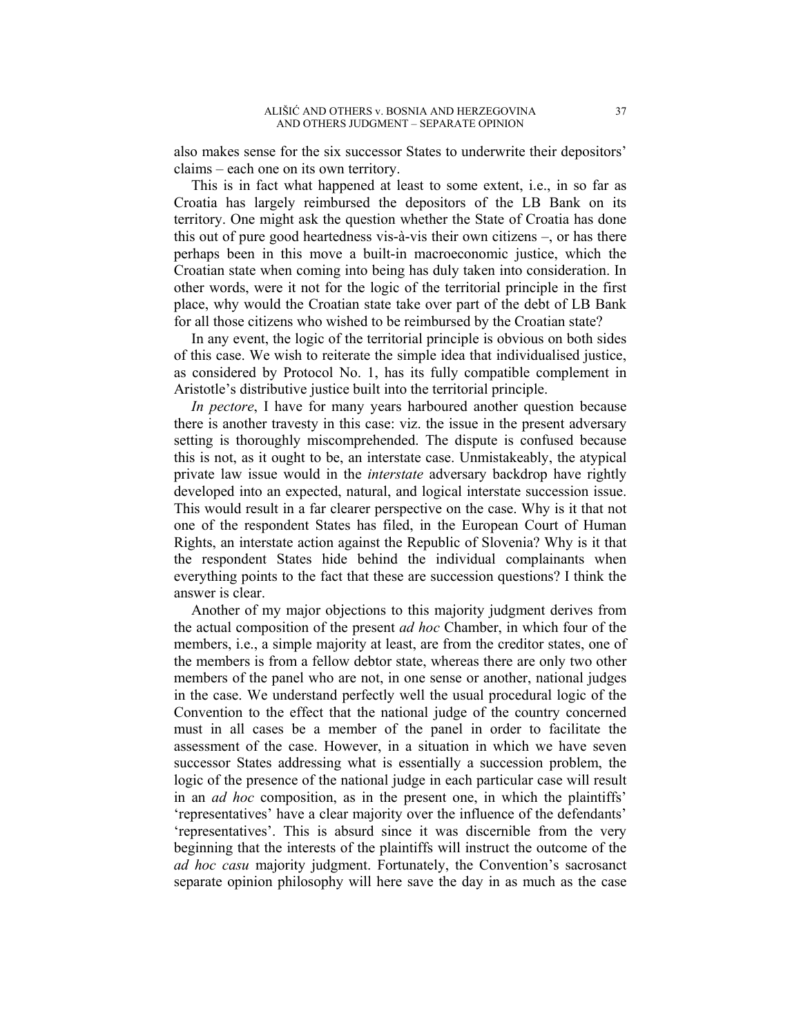also makes sense for the six successor States to underwrite their depositors' claims – each one on its own territory.

This is in fact what happened at least to some extent, i.e., in so far as Croatia has largely reimbursed the depositors of the LB Bank on its territory. One might ask the question whether the State of Croatia has done this out of pure good heartedness vis-à-vis their own citizens –, or has there perhaps been in this move a built-in macroeconomic justice, which the Croatian state when coming into being has duly taken into consideration. In other words, were it not for the logic of the territorial principle in the first place, why would the Croatian state take over part of the debt of LB Bank for all those citizens who wished to be reimbursed by the Croatian state?

In any event, the logic of the territorial principle is obvious on both sides of this case. We wish to reiterate the simple idea that individualised justice, as considered by Protocol No. 1, has its fully compatible complement in Aristotle's distributive justice built into the territorial principle.

*In pectore*, I have for many years harboured another question because there is another travesty in this case: viz. the issue in the present adversary setting is thoroughly miscomprehended. The dispute is confused because this is not, as it ought to be, an interstate case. Unmistakeably, the atypical private law issue would in the *interstate* adversary backdrop have rightly developed into an expected, natural, and logical interstate succession issue. This would result in a far clearer perspective on the case. Why is it that not one of the respondent States has filed, in the European Court of Human Rights, an interstate action against the Republic of Slovenia? Why is it that the respondent States hide behind the individual complainants when everything points to the fact that these are succession questions? I think the answer is clear.

Another of my major objections to this majority judgment derives from the actual composition of the present *ad hoc* Chamber, in which four of the members, i.e., a simple majority at least, are from the creditor states, one of the members is from a fellow debtor state, whereas there are only two other members of the panel who are not, in one sense or another, national judges in the case. We understand perfectly well the usual procedural logic of the Convention to the effect that the national judge of the country concerned must in all cases be a member of the panel in order to facilitate the assessment of the case. However, in a situation in which we have seven successor States addressing what is essentially a succession problem, the logic of the presence of the national judge in each particular case will result in an *ad hoc* composition, as in the present one, in which the plaintiffs' 'representatives' have a clear majority over the influence of the defendants' 'representatives'. This is absurd since it was discernible from the very beginning that the interests of the plaintiffs will instruct the outcome of the *ad hoc casu* majority judgment. Fortunately, the Convention's sacrosanct separate opinion philosophy will here save the day in as much as the case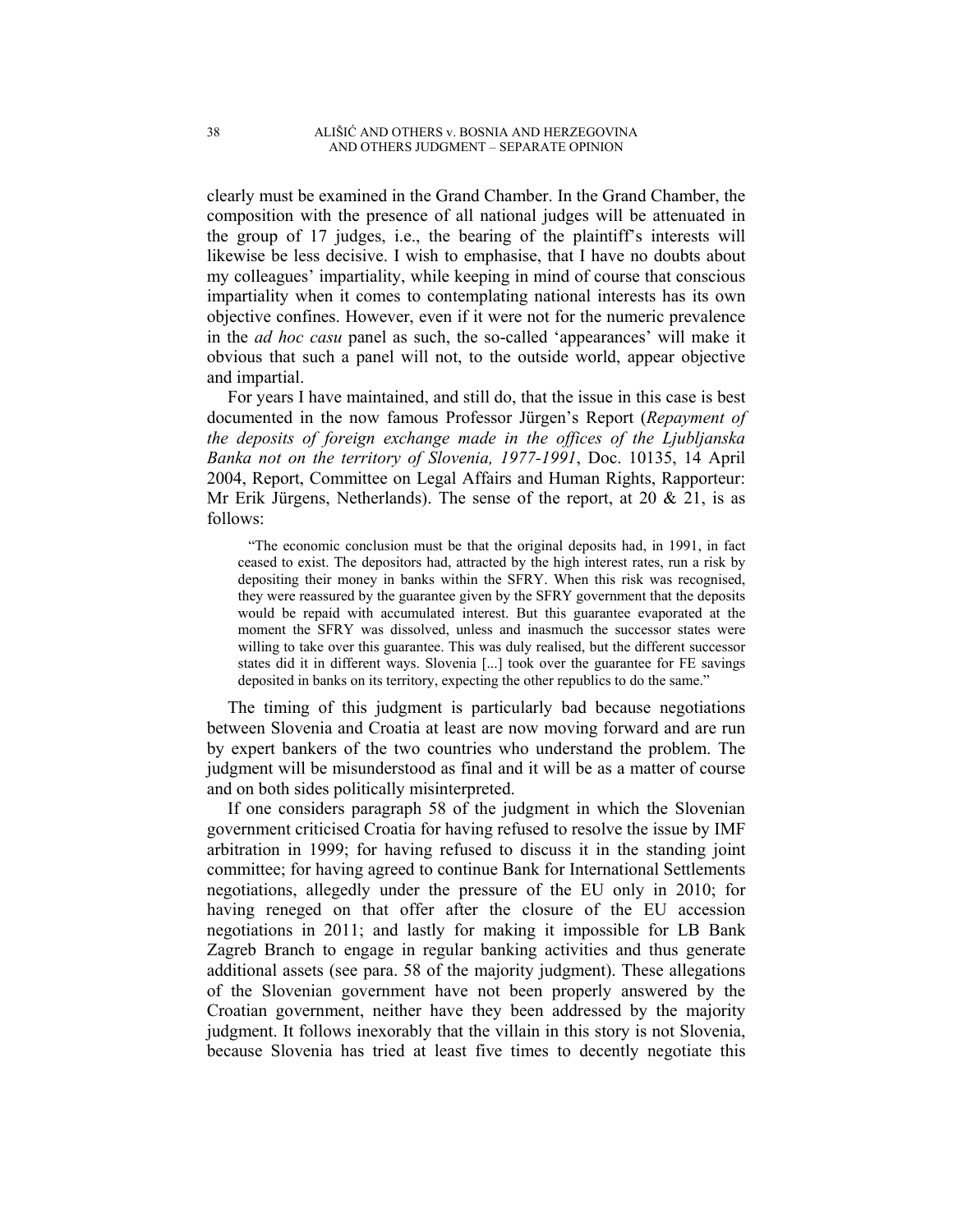clearly must be examined in the Grand Chamber. In the Grand Chamber, the composition with the presence of all national judges will be attenuated in the group of 17 judges, i.e., the bearing of the plaintiff's interests will likewise be less decisive. I wish to emphasise, that I have no doubts about my colleagues' impartiality, while keeping in mind of course that conscious impartiality when it comes to contemplating national interests has its own objective confines. However, even if it were not for the numeric prevalence in the *ad hoc casu* panel as such, the so-called 'appearances' will make it obvious that such a panel will not, to the outside world, appear objective and impartial.

For years I have maintained, and still do, that the issue in this case is best documented in the now famous Professor Jürgen's Report (*Repayment of the deposits of foreign exchange made in the offices of the Ljubljanska Banka not on the territory of Slovenia, 1977-1991*, Doc. 10135, 14 April 2004, Report, Committee on Legal Affairs and Human Rights, Rapporteur: Mr Erik Jürgens, Netherlands). The sense of the report, at 20 & 21, is as follows:

> "The economic conclusion must be that the original deposits had, in 1991, in fact ceased to exist. The depositors had, attracted by the high interest rates, run a risk by depositing their money in banks within the SFRY. When this risk was recognised, they were reassured by the guarantee given by the SFRY government that the deposits would be repaid with accumulated interest. But this guarantee evaporated at the moment the SFRY was dissolved, unless and inasmuch the successor states were willing to take over this guarantee. This was duly realised, but the different successor states did it in different ways. Slovenia [...] took over the guarantee for FE savings deposited in banks on its territory, expecting the other republics to do the same."

The timing of this judgment is particularly bad because negotiations between Slovenia and Croatia at least are now moving forward and are run by expert bankers of the two countries who understand the problem. The judgment will be misunderstood as final and it will be as a matter of course and on both sides politically misinterpreted.

If one considers paragraph 58 of the judgment in which the Slovenian government criticised Croatia for having refused to resolve the issue by IMF arbitration in 1999; for having refused to discuss it in the standing joint committee; for having agreed to continue Bank for International Settlements negotiations, allegedly under the pressure of the EU only in 2010; for having reneged on that offer after the closure of the EU accession negotiations in 2011; and lastly for making it impossible for LB Bank Zagreb Branch to engage in regular banking activities and thus generate additional assets (see para. 58 of the majority judgment). These allegations of the Slovenian government have not been properly answered by the Croatian government, neither have they been addressed by the majority judgment. It follows inexorably that the villain in this story is not Slovenia, because Slovenia has tried at least five times to decently negotiate this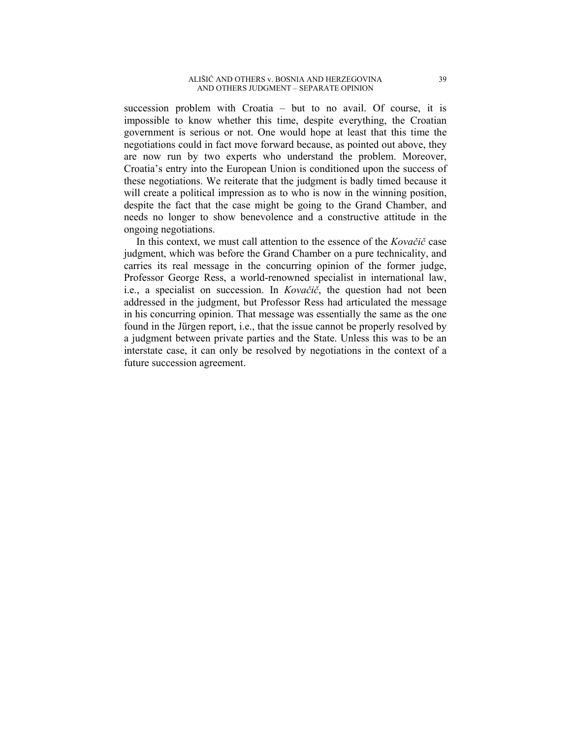succession problem with Croatia – but to no avail. Of course, it is impossible to know whether this time, despite everything, the Croatian government is serious or not. One would hope at least that this time the negotiations could in fact move forward because, as pointed out above, they are now run by two experts who understand the problem. Moreover, Croatia's entry into the European Union is conditioned upon the success of these negotiations. We reiterate that the judgment is badly timed because it will create a political impression as to who is now in the winning position, despite the fact that the case might be going to the Grand Chamber, and needs no longer to show benevolence and a constructive attitude in the ongoing negotiations.

In this context, we must call attention to the essence of the *Kovačič* case judgment, which was before the Grand Chamber on a pure technicality, and carries its real message in the concurring opinion of the former judge, Professor George Ress, a world-renowned specialist in international law, i.e., a specialist on succession. In *Kovačič*, the question had not been addressed in the judgment, but Professor Ress had articulated the message in his concurring opinion. That message was essentially the same as the one found in the Jürgen report, i.e., that the issue cannot be properly resolved by a judgment between private parties and the State. Unless this was to be an interstate case, it can only be resolved by negotiations in the context of a future succession agreement.